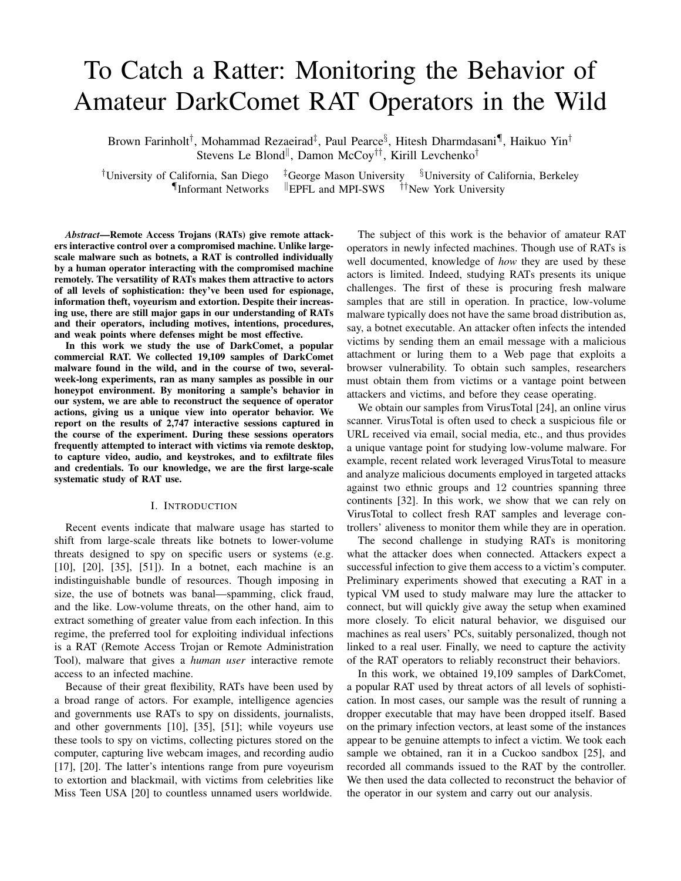# To Catch a Ratter: Monitoring the Behavior of Amateur DarkComet RAT Operators in the Wild

Brown Farinholt[†], Mohammad Rezaeirad[‡], Paul Pearce[§], Hitesh Dharmdasani[¶], Haikuo Yin[†]
Stevens Le Blond[‖], Damon McCoy[††], Kirill Levchenko[†]

[†]University of California, San Diego [‡]George Mason University [§]University of California, Berkeley
[¶]Informant Networks [‖]EPFL and MPI-SWS [††]New York University

***Abstract*—Remote Access Trojans (RATs) give remote attackers interactive control over a compromised machine. Unlike large-scale malware such as botnets, a RAT is controlled individually by a human operator interacting with the compromised machine remotely. The versatility of RATs makes them attractive to actors of all levels of sophistication: they've been used for espionage, information theft, voyeurism and extortion. Despite their increasing use, there are still major gaps in our understanding of RATs and their operators, including motives, intentions, procedures, and weak points where defenses might be most effective.**

**In this work we study the use of DarkComet, a popular commercial RAT. We collected 19,109 samples of DarkComet malware found in the wild, and in the course of two, several-week-long experiments, ran as many samples as possible in our honeypot environment. By monitoring a sample's behavior in our system, we are able to reconstruct the sequence of operator actions, giving us a unique view into operator behavior. We report on the results of 2,747 interactive sessions captured in the course of the experiment. During these sessions operators frequently attempted to interact with victims via remote desktop, to capture video, audio, and keystrokes, and to exfiltrate files and credentials. To our knowledge, we are the first large-scale systematic study of RAT use.**

## I. Introduction

Recent events indicate that malware usage has started to shift from large-scale threats like botnets to lower-volume threats designed to spy on specific users or systems (e.g. [10], [20], [35], [51]). In a botnet, each machine is an indistinguishable bundle of resources. Though imposing in size, the use of botnets was banal—spamming, click fraud, and the like. Low-volume threats, on the other hand, aim to extract something of greater value from each infection. In this regime, the preferred tool for exploiting individual infections is a RAT (Remote Access Trojan or Remote Administration Tool), malware that gives a *human user* interactive remote access to an infected machine.

Because of their great flexibility, RATs have been used by a broad range of actors. For example, intelligence agencies and governments use RATs to spy on dissidents, journalists, and other governments [10], [35], [51]; while voyeurs use these tools to spy on victims, collecting pictures stored on the computer, capturing live webcam images, and recording audio [17], [20]. The latter's intentions range from pure voyeurism to extortion and blackmail, with victims from celebrities like Miss Teen USA [20] to countless unnamed users worldwide.

The subject of this work is the behavior of amateur RAT operators in newly infected machines. Though use of RATs is well documented, knowledge of *how* they are used by these actors is limited. Indeed, studying RATs presents its unique challenges. The first of these is procuring fresh malware samples that are still in operation. In practice, low-volume malware typically does not have the same broad distribution as, say, a botnet executable. An attacker often infects the intended victims by sending them an email message with a malicious attachment or luring them to a Web page that exploits a browser vulnerability. To obtain such samples, researchers must obtain them from victims or a vantage point between attackers and victims, and before they cease operating.

We obtain our samples from VirusTotal [24], an online virus scanner. VirusTotal is often used to check a suspicious file or URL received via email, social media, etc., and thus provides a unique vantage point for studying low-volume malware. For example, recent related work leveraged VirusTotal to measure and analyze malicious documents employed in targeted attacks against two ethnic groups and 12 countries spanning three continents [32]. In this work, we show that we can rely on VirusTotal to collect fresh RAT samples and leverage controllers' aliveness to monitor them while they are in operation.

The second challenge in studying RATs is monitoring what the attacker does when connected. Attackers expect a successful infection to give them access to a victim's computer. Preliminary experiments showed that executing a RAT in a typical VM used to study malware may lure the attacker to connect, but will quickly give away the setup when examined more closely. To elicit natural behavior, we disguised our machines as real users' PCs, suitably personalized, though not linked to a real user. Finally, we need to capture the activity of the RAT operators to reliably reconstruct their behaviors.

In this work, we obtained 19,109 samples of DarkComet, a popular RAT used by threat actors of all levels of sophistication. In most cases, our sample was the result of running a dropper executable that may have been dropped itself. Based on the primary infection vectors, at least some of the instances appear to be genuine attempts to infect a victim. We took each sample we obtained, ran it in a Cuckoo sandbox [25], and recorded all commands issued to the RAT by the controller. We then used the data collected to reconstruct the behavior of the operator in our system and carry out our analysis.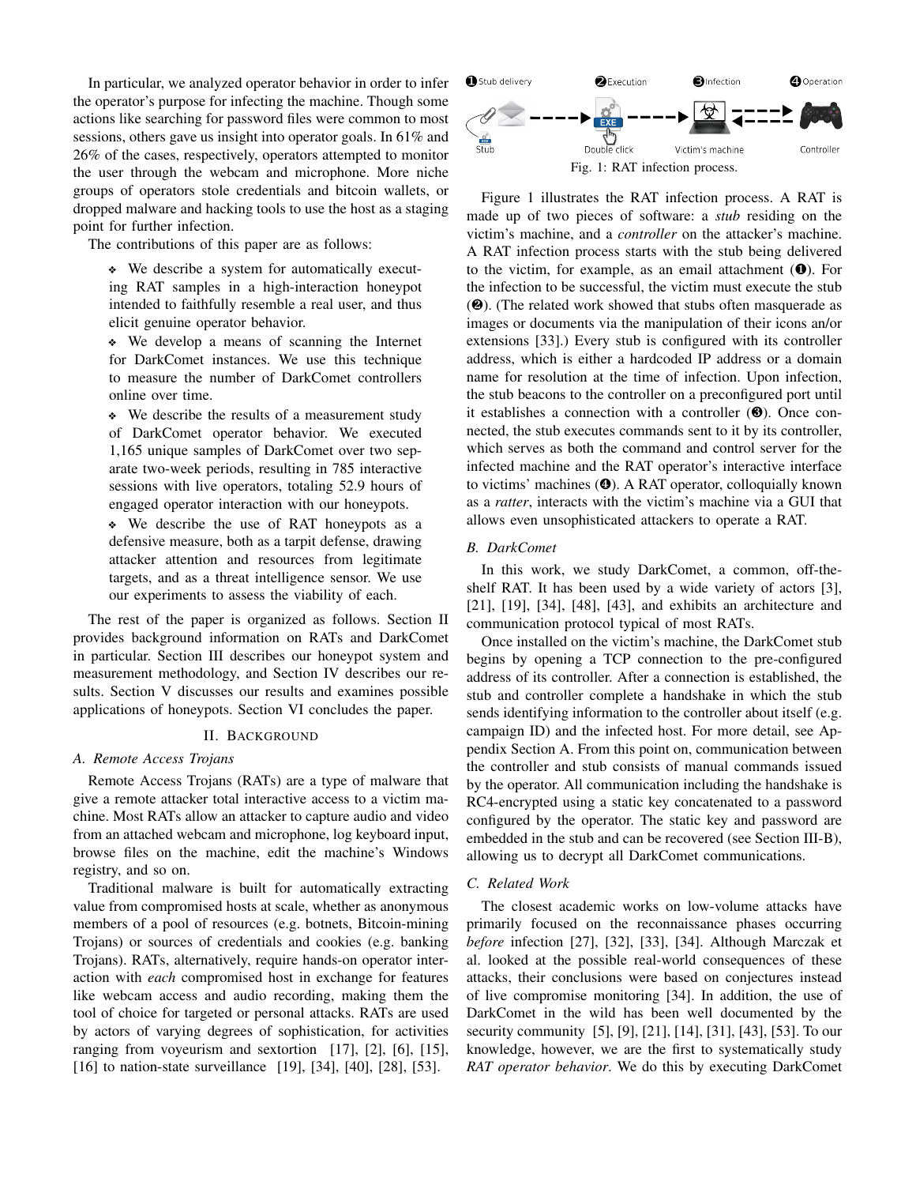In particular, we analyzed operator behavior in order to infer the operator's purpose for infecting the machine. Though some actions like searching for password files were common to most sessions, others gave us insight into operator goals. In 61% and 26% of the cases, respectively, operators attempted to monitor the user through the webcam and microphone. More niche groups of operators stole credentials and bitcoin wallets, or dropped malware and hacking tools to use the host as a staging point for further infection.

The contributions of this paper are as follows:

- We describe a system for automatically executing RAT samples in a high-interaction honeypot intended to faithfully resemble a real user, and thus elicit genuine operator behavior.
- We develop a means of scanning the Internet for DarkComet instances. We use this technique to measure the number of DarkComet controllers online over time.
- We describe the results of a measurement study of DarkComet operator behavior. We executed 1,165 unique samples of DarkComet over two separate two-week periods, resulting in 785 interactive sessions with live operators, totaling 52.9 hours of engaged operator interaction with our honeypots.
- We describe the use of RAT honeypots as a defensive measure, both as a tarpit defense, drawing attacker attention and resources from legitimate targets, and as a threat intelligence sensor. We use our experiments to assess the viability of each.

The rest of the paper is organized as follows. Section II provides background information on RATs and DarkComet in particular. Section III describes our honeypot system and measurement methodology, and Section IV describes our results. Section V discusses our results and examines possible applications of honeypots. Section VI concludes the paper.

## II. Background

### A. Remote Access Trojans

Remote Access Trojans (RATs) are a type of malware that give a remote attacker total interactive access to a victim machine. Most RATs allow an attacker to capture audio and video from an attached webcam and microphone, log keyboard input, browse files on the machine, edit the machine's Windows registry, and so on.

Traditional malware is built for automatically extracting value from compromised hosts at scale, whether as anonymous members of a pool of resources (e.g. botnets, Bitcoin-mining Trojans) or sources of credentials and cookies (e.g. banking Trojans). RATs, alternatively, require hands-on operator interaction with *each* compromised host in exchange for features like webcam access and audio recording, making them the tool of choice for targeted or personal attacks. RATs are used by actors of varying degrees of sophistication, for activities ranging from voyeurism and sextortion [17], [2], [6], [15], [16] to nation-state surveillance [19], [34], [40], [28], [53].

❶Stub delivery ❷Execution ❸Infection ❹Operation

Stub — Double click — Victim's machine — Controller

Fig. 1: RAT infection process.

Figure 1 illustrates the RAT infection process. A RAT is made up of two pieces of software: a *stub* residing on the victim's machine, and a *controller* on the attacker's machine. A RAT infection process starts with the stub being delivered to the victim, for example, as an email attachment (❶). For the infection to be successful, the victim must execute the stub (❷). (The related work showed that stubs often masquerade as images or documents via the manipulation of their icons an/or extensions [33].) Every stub is configured with its controller address, which is either a hardcoded IP address or a domain name for resolution at the time of infection. Upon infection, the stub beacons to the controller on a preconfigured port until it establishes a connection with a controller (❸). Once connected, the stub executes commands sent to it by its controller, which serves as both the command and control server for the infected machine and the RAT operator's interactive interface to victims' machines (❹). A RAT operator, colloquially known as a *ratter*, interacts with the victim's machine via a GUI that allows even unsophisticated attackers to operate a RAT.

### B. DarkComet

In this work, we study DarkComet, a common, off-the-shelf RAT. It has been used by a wide variety of actors [3], [21], [19], [34], [48], [43], and exhibits an architecture and communication protocol typical of most RATs.

Once installed on the victim's machine, the DarkComet stub begins by opening a TCP connection to the pre-configured address of its controller. After a connection is established, the stub and controller complete a handshake in which the stub sends identifying information to the controller about itself (e.g. campaign ID) and the infected host. For more detail, see Appendix Section A. From this point on, communication between the controller and stub consists of manual commands issued by the operator. All communication including the handshake is RC4-encrypted using a static key concatenated to a password configured by the operator. The static key and password are embedded in the stub and can be recovered (see Section III-B), allowing us to decrypt all DarkComet communications.

### C. Related Work

The closest academic works on low-volume attacks have primarily focused on the reconnaissance phases occurring *before* infection [27], [32], [33], [34]. Although Marczak et al. looked at the possible real-world consequences of these attacks, their conclusions were based on conjectures instead of live compromise monitoring [34]. In addition, the use of DarkComet in the wild has been well documented by the security community [5], [9], [21], [14], [31], [43], [53]. To our knowledge, however, we are the first to systematically study *RAT operator behavior*. We do this by executing DarkComet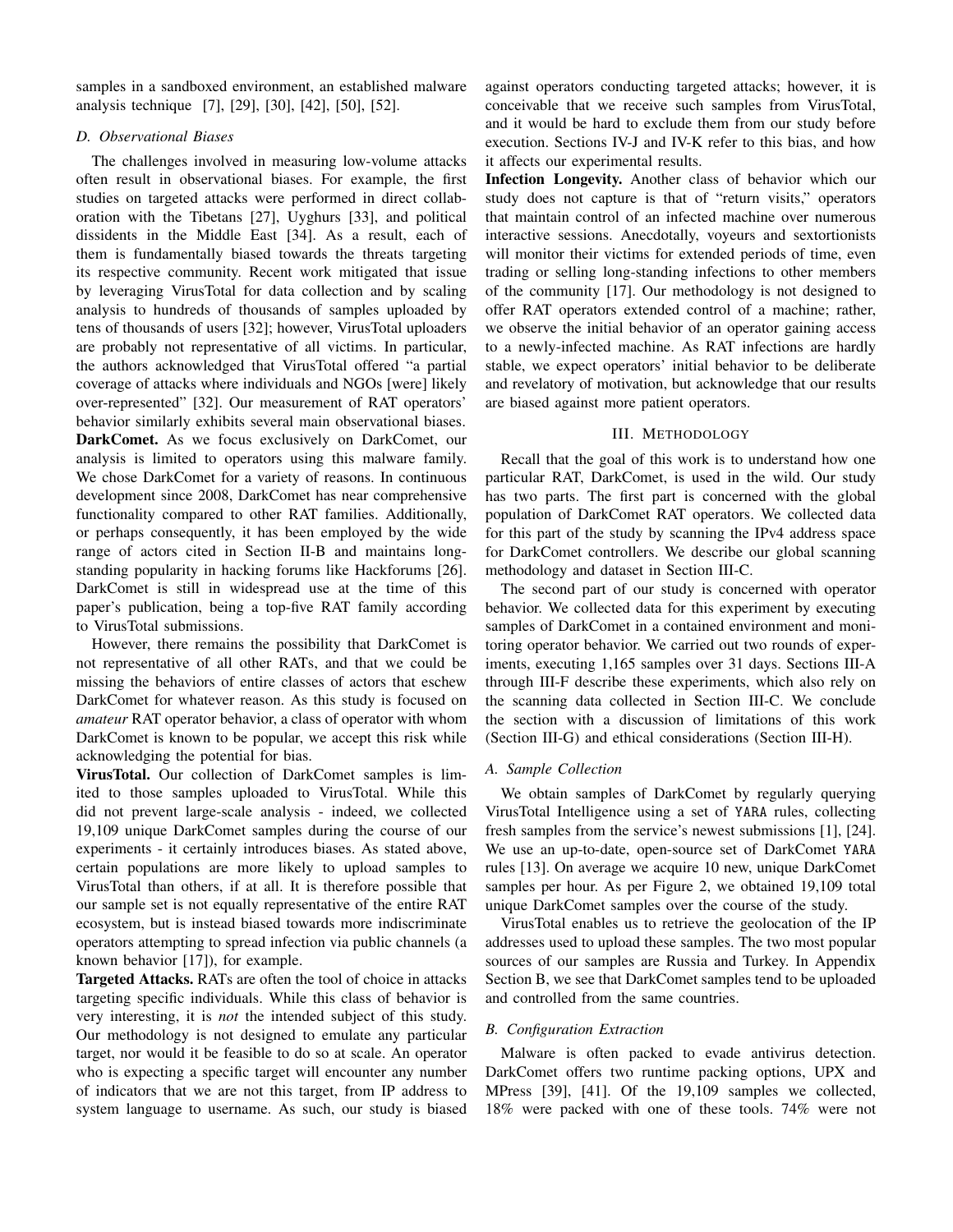samples in a sandboxed environment, an established malware analysis technique [7], [29], [30], [42], [50], [52].

### D. Observational Biases

The challenges involved in measuring low-volume attacks often result in observational biases. For example, the first studies on targeted attacks were performed in direct collaboration with the Tibetans [27], Uyghurs [33], and political dissidents in the Middle East [34]. As a result, each of them is fundamentally biased towards the threats targeting its respective community. Recent work mitigated that issue by leveraging VirusTotal for data collection and by scaling analysis to hundreds of thousands of samples uploaded by tens of thousands of users [32]; however, VirusTotal uploaders are probably not representative of all victims. In particular, the authors acknowledged that VirusTotal offered "a partial coverage of attacks where individuals and NGOs [were] likely over-represented" [32]. Our measurement of RAT operators' behavior similarly exhibits several main observational biases.

**DarkComet.** As we focus exclusively on DarkComet, our analysis is limited to operators using this malware family. We chose DarkComet for a variety of reasons. In continuous development since 2008, DarkComet has near comprehensive functionality compared to other RAT families. Additionally, or perhaps consequently, it has been employed by the wide range of actors cited in Section II-B and maintains longstanding popularity in hacking forums like Hackforums [26]. DarkComet is still in widespread use at the time of this paper's publication, being a top-five RAT family according to VirusTotal submissions.

However, there remains the possibility that DarkComet is not representative of all other RATs, and that we could be missing the behaviors of entire classes of actors that eschew DarkComet for whatever reason. As this study is focused on *amateur* RAT operator behavior, a class of operator with whom DarkComet is known to be popular, we accept this risk while acknowledging the potential for bias.

**VirusTotal.** Our collection of DarkComet samples is limited to those samples uploaded to VirusTotal. While this did not prevent large-scale analysis - indeed, we collected 19,109 unique DarkComet samples during the course of our experiments - it certainly introduces biases. As stated above, certain populations are more likely to upload samples to VirusTotal than others, if at all. It is therefore possible that our sample set is not equally representative of the entire RAT ecosystem, but is instead biased towards more indiscriminate operators attempting to spread infection via public channels (a known behavior [17]), for example.

**Targeted Attacks.** RATs are often the tool of choice in attacks targeting specific individuals. While this class of behavior is very interesting, it is *not* the intended subject of this study. Our methodology is not designed to emulate any particular target, nor would it be feasible to do so at scale. An operator who is expecting a specific target will encounter any number of indicators that we are not this target, from IP address to system language to username. As such, our study is biased against operators conducting targeted attacks; however, it is conceivable that we receive such samples from VirusTotal, and it would be hard to exclude them from our study before execution. Sections IV-J and IV-K refer to this bias, and how it affects our experimental results.

**Infection Longevity.** Another class of behavior which our study does not capture is that of "return visits," operators that maintain control of an infected machine over numerous interactive sessions. Anecdotally, voyeurs and sextortionists will monitor their victims for extended periods of time, even trading or selling long-standing infections to other members of the community [17]. Our methodology is not designed to offer RAT operators extended control of a machine; rather, we observe the initial behavior of an operator gaining access to a newly-infected machine. As RAT infections are hardly stable, we expect operators' initial behavior to be deliberate and revelatory of motivation, but acknowledge that our results are biased against more patient operators.

## III. Methodology

Recall that the goal of this work is to understand how one particular RAT, DarkComet, is used in the wild. Our study has two parts. The first part is concerned with the global population of DarkComet RAT operators. We collected data for this part of the study by scanning the IPv4 address space for DarkComet controllers. We describe our global scanning methodology and dataset in Section III-C.

The second part of our study is concerned with operator behavior. We collected data for this experiment by executing samples of DarkComet in a contained environment and monitoring operator behavior. We carried out two rounds of experiments, executing 1,165 samples over 31 days. Sections III-A through III-F describe these experiments, which also rely on the scanning data collected in Section III-C. We conclude the section with a discussion of limitations of this work (Section III-G) and ethical considerations (Section III-H).

### A. Sample Collection

We obtain samples of DarkComet by regularly querying VirusTotal Intelligence using a set of `YARA` rules, collecting fresh samples from the service's newest submissions [1], [24]. We use an up-to-date, open-source set of DarkComet `YARA` rules [13]. On average we acquire 10 new, unique DarkComet samples per hour. As per Figure 2, we obtained 19,109 total unique DarkComet samples over the course of the study.

VirusTotal enables us to retrieve the geolocation of the IP addresses used to upload these samples. The two most popular sources of our samples are Russia and Turkey. In Appendix Section B, we see that DarkComet samples tend to be uploaded and controlled from the same countries.

### B. Configuration Extraction

Malware is often packed to evade antivirus detection. DarkComet offers two runtime packing options, UPX and MPress [39], [41]. Of the 19,109 samples we collected, 18% were packed with one of these tools. 74% were not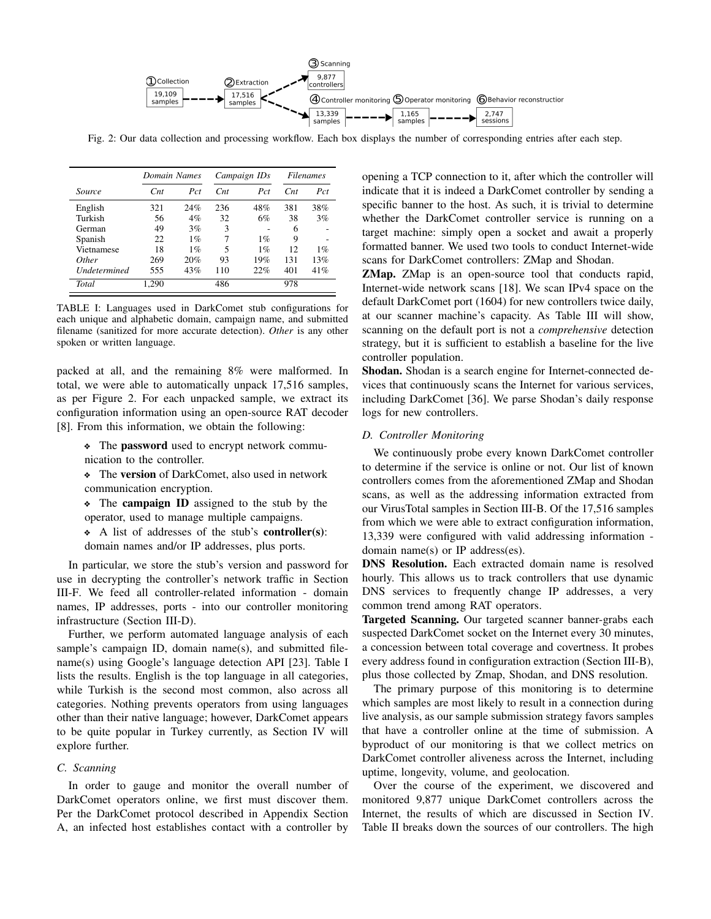①Collection 19,109 samples → ②Extraction 17,516 samples → ③Scanning 9,877 controllers; ④Controller monitoring 13,339 samples → ⑤Operator monitoring 1,165 samples → ⑥Behavior reconstruction 2,747 sessions

Fig. 2: Our data collection and processing workflow. Each box displays the number of corresponding entries after each step.

| | *Domain Names* | | *Campaign IDs* | | *Filenames* | |
|---|---|---|---|---|---|---|
| *Source* | *Cnt* | *Pct* | *Cnt* | *Pct* | *Cnt* | *Pct* |
| English | 321 | 24% | 236 | 48% | 381 | 38% |
| Turkish | 56 | 4% | 32 | 6% | 38 | 3% |
| German | 49 | 3% | 3 | - | 6 | - |
| Spanish | 22 | 1% | 7 | 1% | 9 | - |
| Vietnamese | 18 | 1% | 5 | 1% | 12 | 1% |
| *Other* | 269 | 20% | 93 | 19% | 131 | 13% |
| *Undetermined* | 555 | 43% | 110 | 22% | 401 | 41% |
| *Total* | 1,290 | | 486 | | 978 | |

TABLE I: Languages used in DarkComet stub configurations for each unique and alphabetic domain, campaign name, and submitted filename (sanitized for more accurate detection). *Other* is any other spoken or written language.

packed at all, and the remaining 8% were malformed. In total, we were able to automatically unpack 17,516 samples, as per Figure 2. For each unpacked sample, we extract its configuration information using an open-source RAT decoder [8]. From this information, we obtain the following:

- The **password** used to encrypt network communication to the controller.
- The **version** of DarkComet, also used in network communication encryption.
- The **campaign ID** assigned to the stub by the operator, used to manage multiple campaigns.
- A list of addresses of the stub's **controller(s)**: domain names and/or IP addresses, plus ports.

In particular, we store the stub's version and password for use in decrypting the controller's network traffic in Section III-F. We feed all controller-related information - domain names, IP addresses, ports - into our controller monitoring infrastructure (Section III-D).

Further, we perform automated language analysis of each sample's campaign ID, domain name(s), and submitted filename(s) using Google's language detection API [23]. Table I lists the results. English is the top language in all categories, while Turkish is the second most common, also across all categories. Nothing prevents operators from using languages other than their native language; however, DarkComet appears to be quite popular in Turkey currently, as Section IV will explore further.

### *C. Scanning*

In order to gauge and monitor the overall number of DarkComet operators online, we first must discover them. Per the DarkComet protocol described in Appendix Section A, an infected host establishes contact with a controller by opening a TCP connection to it, after which the controller will indicate that it is indeed a DarkComet controller by sending a specific banner to the host. As such, it is trivial to determine whether the DarkComet controller service is running on a target machine: simply open a socket and await a properly formatted banner. We used two tools to conduct Internet-wide scans for DarkComet controllers: ZMap and Shodan.

**ZMap.** ZMap is an open-source tool that conducts rapid, Internet-wide network scans [18]. We scan IPv4 space on the default DarkComet port (1604) for new controllers twice daily, at our scanner machine's capacity. As Table III will show, scanning on the default port is not a *comprehensive* detection strategy, but it is sufficient to establish a baseline for the live controller population.

**Shodan.** Shodan is a search engine for Internet-connected devices that continuously scans the Internet for various services, including DarkComet [36]. We parse Shodan's daily response logs for new controllers.

### *D. Controller Monitoring*

We continuously probe every known DarkComet controller to determine if the service is online or not. Our list of known controllers comes from the aforementioned ZMap and Shodan scans, as well as the addressing information extracted from our VirusTotal samples in Section III-B. Of the 17,516 samples from which we were able to extract configuration information, 13,339 were configured with valid addressing information - domain name(s) or IP address(es).

**DNS Resolution.** Each extracted domain name is resolved hourly. This allows us to track controllers that use dynamic DNS services to frequently change IP addresses, a very common trend among RAT operators.

**Targeted Scanning.** Our targeted scanner banner-grabs each suspected DarkComet socket on the Internet every 30 minutes, a concession between total coverage and covertness. It probes every address found in configuration extraction (Section III-B), plus those collected by Zmap, Shodan, and DNS resolution.

The primary purpose of this monitoring is to determine which samples are most likely to result in a connection during live analysis, as our sample submission strategy favors samples that have a controller online at the time of submission. A byproduct of our monitoring is that we collect metrics on DarkComet controller aliveness across the Internet, including uptime, longevity, volume, and geolocation.

Over the course of the experiment, we discovered and monitored 9,877 unique DarkComet controllers across the Internet, the results of which are discussed in Section IV. Table II breaks down the sources of our controllers. The high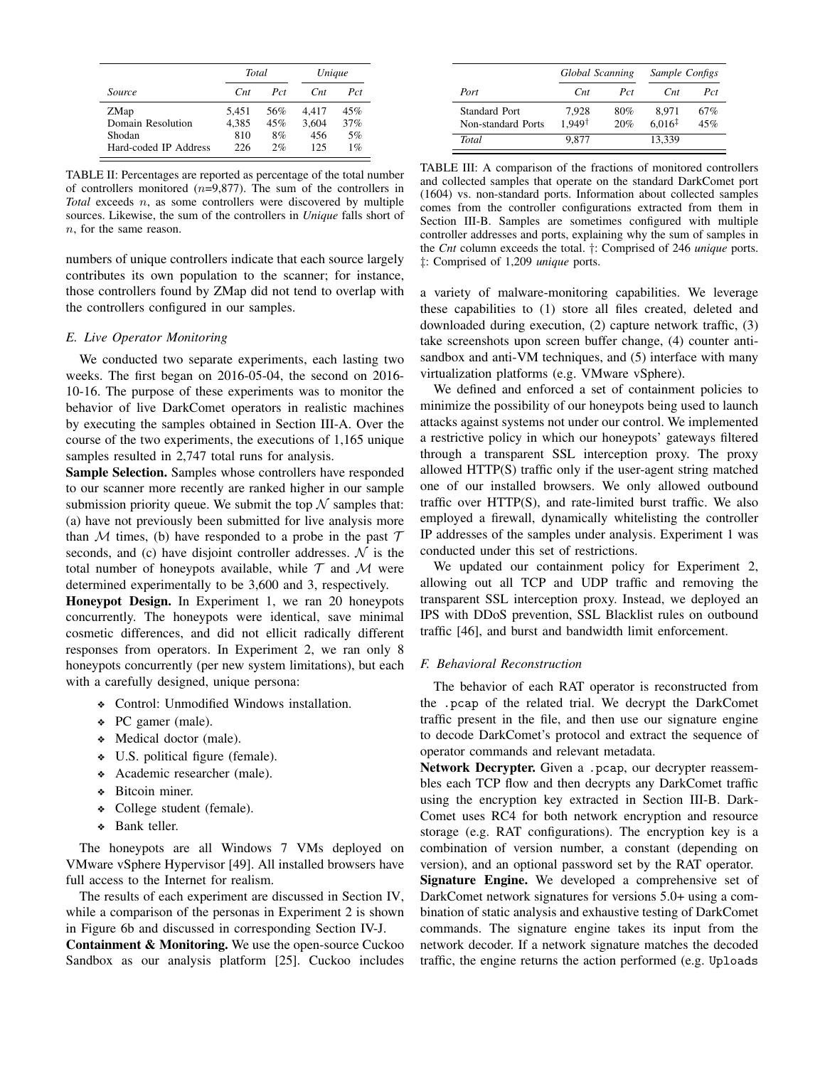| | *Total* | | *Unique* | |
|---|---|---|---|---|
| *Source* | *Cnt* | *Pct* | *Cnt* | *Pct* |
| ZMap | 5,451 | 56% | 4,417 | 45% |
| Domain Resolution | 4,385 | 45% | 3,604 | 37% |
| Shodan | 810 | 8% | 456 | 5% |
| Hard-coded IP Address | 226 | 2% | 125 | 1% |

TABLE II: Percentages are reported as percentage of the total number of controllers monitored ($n$=9,877). The sum of the controllers in *Total* exceeds $n$, as some controllers were discovered by multiple sources. Likewise, the sum of the controllers in *Unique* falls short of $n$, for the same reason.

numbers of unique controllers indicate that each source largely contributes its own population to the scanner; for instance, those controllers found by ZMap did not tend to overlap with the controllers configured in our samples.

### *E. Live Operator Monitoring*

We conducted two separate experiments, each lasting two weeks. The first began on 2016-05-04, the second on 2016-10-16. The purpose of these experiments was to monitor the behavior of live DarkComet operators in realistic machines by executing the samples obtained in Section III-A. Over the course of the two experiments, the executions of 1,165 unique samples resulted in 2,747 total runs for analysis.

**Sample Selection.** Samples whose controllers have responded to our scanner more recently are ranked higher in our sample submission priority queue. We submit the top $\mathcal{N}$ samples that: (a) have not previously been submitted for live analysis more than $\mathcal{M}$ times, (b) have responded to a probe in the past $\mathcal{T}$ seconds, and (c) have disjoint controller addresses. $\mathcal{N}$ is the total number of honeypots available, while $\mathcal{T}$ and $\mathcal{M}$ were determined experimentally to be 3,600 and 3, respectively.

**Honeypot Design.** In Experiment 1, we ran 20 honeypots concurrently. The honeypots were identical, save minimal cosmetic differences, and did not ellicit radically different responses from operators. In Experiment 2, we ran only 8 honeypots concurrently (per new system limitations), but each with a carefully designed, unique persona:

- Control: Unmodified Windows installation.
- PC gamer (male).
- Medical doctor (male).
- U.S. political figure (female).
- Academic researcher (male).
- Bitcoin miner.
- College student (female).
- Bank teller.

The honeypots are all Windows 7 VMs deployed on VMware vSphere Hypervisor [49]. All installed browsers have full access to the Internet for realism.

The results of each experiment are discussed in Section IV, while a comparison of the personas in Experiment 2 is shown in Figure 6b and discussed in corresponding Section IV-J.

**Containment & Monitoring.** We use the open-source Cuckoo Sandbox as our analysis platform [25]. Cuckoo includes a variety of malware-monitoring capabilities. We leverage these capabilities to (1) store all files created, deleted and downloaded during execution, (2) capture network traffic, (3) take screenshots upon screen buffer change, (4) counter anti-sandbox and anti-VM techniques, and (5) interface with many virtualization platforms (e.g. VMware vSphere).

| | *Global Scanning* | | *Sample Configs* | |
|---|---|---|---|---|
| *Port* | *Cnt* | *Pct* | *Cnt* | *Pct* |
| Standard Port | 7,928 | 80% | 8,971 | 67% |
| Non-standard Ports | 1,949† | 20% | 6,016‡ | 45% |
| *Total* | 9,877 | | 13,339 | |

TABLE III: A comparison of the fractions of monitored controllers and collected samples that operate on the standard DarkComet port (1604) vs. non-standard ports. Information about collected samples comes from the controller configurations extracted from them in Section III-B. Samples are sometimes configured with multiple controller addresses and ports, explaining why the sum of samples in the *Cnt* column exceeds the total. †: Comprised of 246 *unique* ports. ‡: Comprised of 1,209 *unique* ports.

We defined and enforced a set of containment policies to minimize the possibility of our honeypots being used to launch attacks against systems not under our control. We implemented a restrictive policy in which our honeypots' gateways filtered through a transparent SSL interception proxy. The proxy allowed HTTP(S) traffic only if the user-agent string matched one of our installed browsers. We only allowed outbound traffic over HTTP(S), and rate-limited burst traffic. We also employed a firewall, dynamically whitelisting the controller IP addresses of the samples under analysis. Experiment 1 was conducted under this set of restrictions.

We updated our containment policy for Experiment 2, allowing out all TCP and UDP traffic and removing the transparent SSL interception proxy. Instead, we deployed an IPS with DDoS prevention, SSL Blacklist rules on outbound traffic [46], and burst and bandwidth limit enforcement.

### *F. Behavioral Reconstruction*

The behavior of each RAT operator is reconstructed from the `.pcap` of the related trial. We decrypt the DarkComet traffic present in the file, and then use our signature engine to decode DarkComet's protocol and extract the sequence of operator commands and relevant metadata.

**Network Decrypter.** Given a `.pcap`, our decrypter reassembles each TCP flow and then decrypts any DarkComet traffic using the encryption key extracted in Section III-B. DarkComet uses RC4 for both network encryption and resource storage (e.g. RAT configurations). The encryption key is a combination of version number, a constant (depending on version), and an optional password set by the RAT operator.

**Signature Engine.** We developed a comprehensive set of DarkComet network signatures for versions 5.0+ using a combination of static analysis and exhaustive testing of DarkComet commands. The signature engine takes its input from the network decoder. If a network signature matches the decoded traffic, the engine returns the action performed (e.g. `Uploads`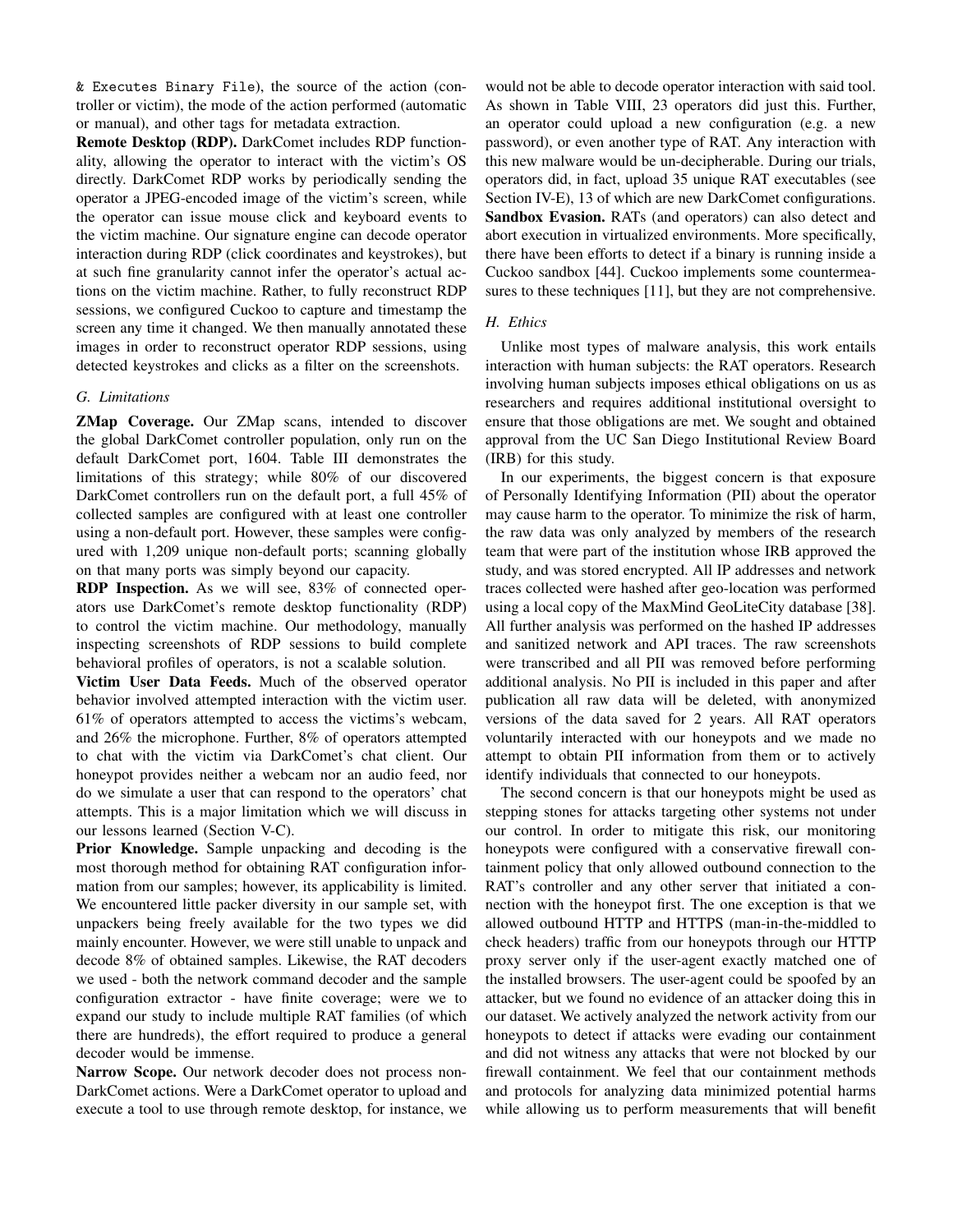& Executes Binary File), the source of the action (controller or victim), the mode of the action performed (automatic or manual), and other tags for metadata extraction.

**Remote Desktop (RDP).** DarkComet includes RDP functionality, allowing the operator to interact with the victim's OS directly. DarkComet RDP works by periodically sending the operator a JPEG-encoded image of the victim's screen, while the operator can issue mouse click and keyboard events to the victim machine. Our signature engine can decode operator interaction during RDP (click coordinates and keystrokes), but at such fine granularity cannot infer the operator's actual actions on the victim machine. Rather, to fully reconstruct RDP sessions, we configured Cuckoo to capture and timestamp the screen any time it changed. We then manually annotated these images in order to reconstruct operator RDP sessions, using detected keystrokes and clicks as a filter on the screenshots.

### G. Limitations

**ZMap Coverage.** Our ZMap scans, intended to discover the global DarkComet controller population, only run on the default DarkComet port, 1604. Table III demonstrates the limitations of this strategy; while 80% of our discovered DarkComet controllers run on the default port, a full 45% of collected samples are configured with at least one controller using a non-default port. However, these samples were configured with 1,209 unique non-default ports; scanning globally on that many ports was simply beyond our capacity.

**RDP Inspection.** As we will see, 83% of connected operators use DarkComet's remote desktop functionality (RDP) to control the victim machine. Our methodology, manually inspecting screenshots of RDP sessions to build complete behavioral profiles of operators, is not a scalable solution.

**Victim User Data Feeds.** Much of the observed operator behavior involved attempted interaction with the victim user. 61% of operators attempted to access the victims's webcam, and 26% the microphone. Further, 8% of operators attempted to chat with the victim via DarkComet's chat client. Our honeypot provides neither a webcam nor an audio feed, nor do we simulate a user that can respond to the operators' chat attempts. This is a major limitation which we will discuss in our lessons learned (Section V-C).

**Prior Knowledge.** Sample unpacking and decoding is the most thorough method for obtaining RAT configuration information from our samples; however, its applicability is limited. We encountered little packer diversity in our sample set, with unpackers being freely available for the two types we did mainly encounter. However, we were still unable to unpack and decode 8% of obtained samples. Likewise, the RAT decoders we used - both the network command decoder and the sample configuration extractor - have finite coverage; were we to expand our study to include multiple RAT families (of which there are hundreds), the effort required to produce a general decoder would be immense.

**Narrow Scope.** Our network decoder does not process non-DarkComet actions. Were a DarkComet operator to upload and execute a tool to use through remote desktop, for instance, we would not be able to decode operator interaction with said tool. As shown in Table VIII, 23 operators did just this. Further, an operator could upload a new configuration (e.g. a new password), or even another type of RAT. Any interaction with this new malware would be un-decipherable. During our trials, operators did, in fact, upload 35 unique RAT executables (see Section IV-E), 13 of which are new DarkComet configurations.

**Sandbox Evasion.** RATs (and operators) can also detect and abort execution in virtualized environments. More specifically, there have been efforts to detect if a binary is running inside a Cuckoo sandbox [44]. Cuckoo implements some countermeasures to these techniques [11], but they are not comprehensive.

### H. Ethics

Unlike most types of malware analysis, this work entails interaction with human subjects: the RAT operators. Research involving human subjects imposes ethical obligations on us as researchers and requires additional institutional oversight to ensure that those obligations are met. We sought and obtained approval from the UC San Diego Institutional Review Board (IRB) for this study.

In our experiments, the biggest concern is that exposure of Personally Identifying Information (PII) about the operator may cause harm to the operator. To minimize the risk of harm, the raw data was only analyzed by members of the research team that were part of the institution whose IRB approved the study, and was stored encrypted. All IP addresses and network traces collected were hashed after geo-location was performed using a local copy of the MaxMind GeoLiteCity database [38]. All further analysis was performed on the hashed IP addresses and sanitized network and API traces. The raw screenshots were transcribed and all PII was removed before performing additional analysis. No PII is included in this paper and after publication all raw data will be deleted, with anonymized versions of the data saved for 2 years. All RAT operators voluntarily interacted with our honeypots and we made no attempt to obtain PII information from them or to actively identify individuals that connected to our honeypots.

The second concern is that our honeypots might be used as stepping stones for attacks targeting other systems not under our control. In order to mitigate this risk, our monitoring honeypots were configured with a conservative firewall containment policy that only allowed outbound connection to the RAT's controller and any other server that initiated a connection with the honeypot first. The one exception is that we allowed outbound HTTP and HTTPS (man-in-the-middled to check headers) traffic from our honeypots through our HTTP proxy server only if the user-agent exactly matched one of the installed browsers. The user-agent could be spoofed by an attacker, but we found no evidence of an attacker doing this in our dataset. We actively analyzed the network activity from our honeypots to detect if attacks were evading our containment and did not witness any attacks that were not blocked by our firewall containment. We feel that our containment methods and protocols for analyzing data minimized potential harms while allowing us to perform measurements that will benefit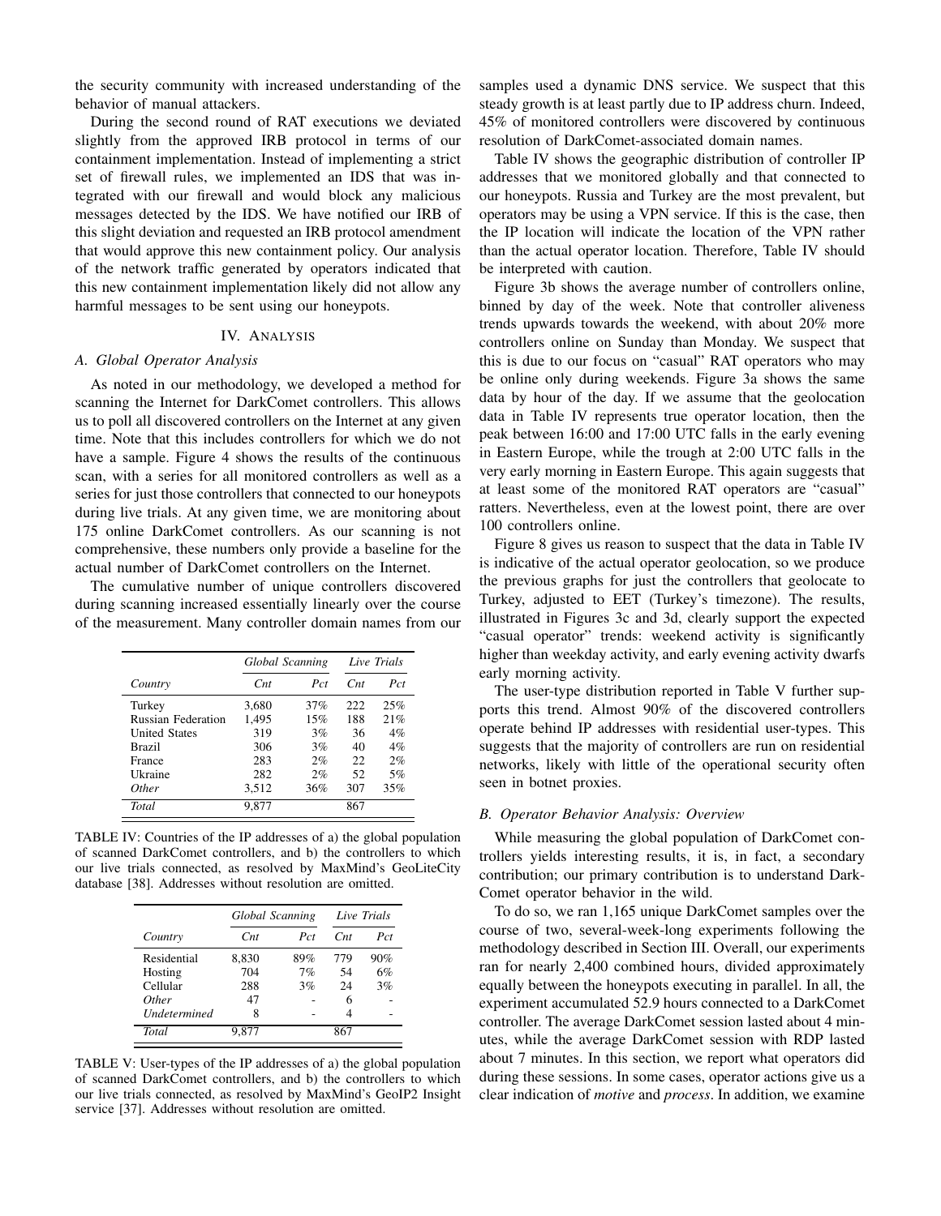the security community with increased understanding of the behavior of manual attackers.

During the second round of RAT executions we deviated slightly from the approved IRB protocol in terms of our containment implementation. Instead of implementing a strict set of firewall rules, we implemented an IDS that was integrated with our firewall and would block any malicious messages detected by the IDS. We have notified our IRB of this slight deviation and requested an IRB protocol amendment that would approve this new containment policy. Our analysis of the network traffic generated by operators indicated that this new containment implementation likely did not allow any harmful messages to be sent using our honeypots.

## IV. Analysis

### A. Global Operator Analysis

As noted in our methodology, we developed a method for scanning the Internet for DarkComet controllers. This allows us to poll all discovered controllers on the Internet at any given time. Note that this includes controllers for which we do not have a sample. Figure 4 shows the results of the continuous scan, with a series for all monitored controllers as well as a series for just those controllers that connected to our honeypots during live trials. At any given time, we are monitoring about 175 online DarkComet controllers. As our scanning is not comprehensive, these numbers only provide a baseline for the actual number of DarkComet controllers on the Internet.

The cumulative number of unique controllers discovered during scanning increased essentially linearly over the course of the measurement. Many controller domain names from our samples used a dynamic DNS service. We suspect that this steady growth is at least partly due to IP address churn. Indeed, 45% of monitored controllers were discovered by continuous resolution of DarkComet-associated domain names.

| | *Global Scanning* | | *Live Trials* | |
|---|---|---|---|---|
| *Country* | *Cnt* | *Pct* | *Cnt* | *Pct* |
| Turkey | 3,680 | 37% | 222 | 25% |
| Russian Federation | 1,495 | 15% | 188 | 21% |
| United States | 319 | 3% | 36 | 4% |
| Brazil | 306 | 3% | 40 | 4% |
| France | 283 | 2% | 22 | 2% |
| Ukraine | 282 | 2% | 52 | 5% |
| *Other* | 3,512 | 36% | 307 | 35% |
| *Total* | 9,877 | | 867 | |

TABLE IV: Countries of the IP addresses of a) the global population of scanned DarkComet controllers, and b) the controllers to which our live trials connected, as resolved by MaxMind's GeoLiteCity database [38]. Addresses without resolution are omitted.

| | *Global Scanning* | | *Live Trials* | |
|---|---|---|---|---|
| *Country* | *Cnt* | *Pct* | *Cnt* | *Pct* |
| Residential | 8,830 | 89% | 779 | 90% |
| Hosting | 704 | 7% | 54 | 6% |
| Cellular | 288 | 3% | 24 | 3% |
| *Other* | 47 | - | 6 | - |
| *Undetermined* | 8 | - | 4 | - |
| *Total* | 9,877 | | 867 | |

TABLE V: User-types of the IP addresses of a) the global population of scanned DarkComet controllers, and b) the controllers to which our live trials connected, as resolved by MaxMind's GeoIP2 Insight service [37]. Addresses without resolution are omitted.

Table IV shows the geographic distribution of controller IP addresses that we monitored globally and that connected to our honeypots. Russia and Turkey are the most prevalent, but operators may be using a VPN service. If this is the case, then the IP location will indicate the location of the VPN rather than the actual operator location. Therefore, Table IV should be interpreted with caution.

Figure 3b shows the average number of controllers online, binned by day of the week. Note that controller aliveness trends upwards towards the weekend, with about 20% more controllers online on Sunday than Monday. We suspect that this is due to our focus on "casual" RAT operators who may be online only during weekends. Figure 3a shows the same data by hour of the day. If we assume that the geolocation data in Table IV represents true operator location, then the peak between 16:00 and 17:00 UTC falls in the early evening in Eastern Europe, while the trough at 2:00 UTC falls in the very early morning in Eastern Europe. This again suggests that at least some of the monitored RAT operators are "casual" ratters. Nevertheless, even at the lowest point, there are over 100 controllers online.

Figure 8 gives us reason to suspect that the data in Table IV is indicative of the actual operator geolocation, so we produce the previous graphs for just the controllers that geolocate to Turkey, adjusted to EET (Turkey's timezone). The results, illustrated in Figures 3c and 3d, clearly support the expected "casual operator" trends: weekend activity is significantly higher than weekday activity, and early evening activity dwarfs early morning activity.

The user-type distribution reported in Table V further supports this trend. Almost 90% of the discovered controllers operate behind IP addresses with residential user-types. This suggests that the majority of controllers are run on residential networks, likely with little of the operational security often seen in botnet proxies.

### B. Operator Behavior Analysis: Overview

While measuring the global population of DarkComet controllers yields interesting results, it is, in fact, a secondary contribution; our primary contribution is to understand DarkComet operator behavior in the wild.

To do so, we ran 1,165 unique DarkComet samples over the course of two, several-week-long experiments following the methodology described in Section III. Overall, our experiments ran for nearly 2,400 combined hours, divided approximately equally between the honeypots executing in parallel. In all, the experiment accumulated 52.9 hours connected to a DarkComet controller. The average DarkComet session lasted about 4 minutes, while the average DarkComet session with RDP lasted about 7 minutes. In this section, we report what operators did during these sessions. In some cases, operator actions give us a clear indication of *motive* and *process*. In addition, we examine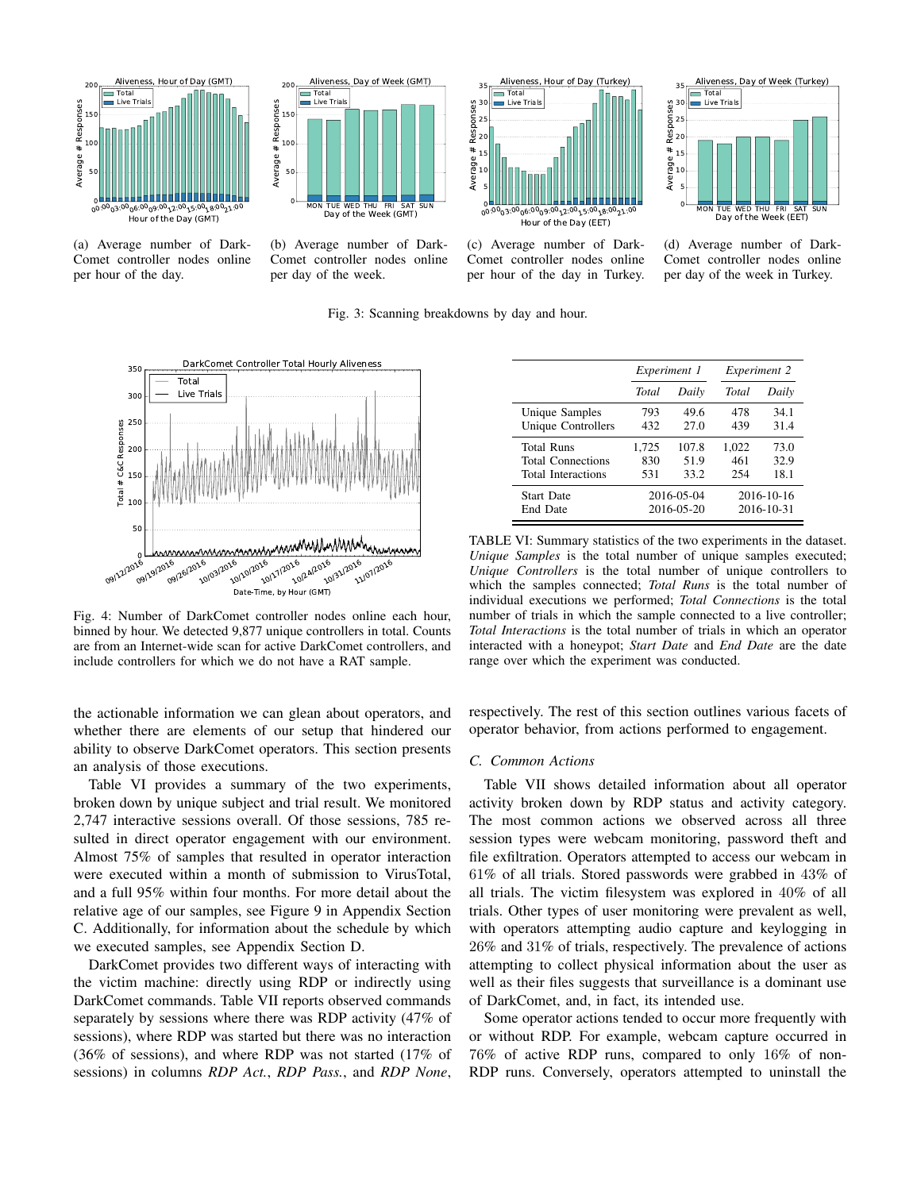(a) Average number of DarkComet controller nodes online per hour of the day.

(b) Average number of DarkComet controller nodes online per day of the week.

(c) Average number of DarkComet controller nodes online per hour of the day in Turkey.

(d) Average number of DarkComet controller nodes online per day of the week in Turkey.

Fig. 3: Scanning breakdowns by day and hour.

Fig. 4: Number of DarkComet controller nodes online each hour, binned by hour. We detected 9,877 unique controllers in total. Counts are from an Internet-wide scan for active DarkComet controllers, and include controllers for which we do not have a RAT sample.

| | *Experiment 1* | | *Experiment 2* | |
|---|---|---|---|---|
| | *Total* | *Daily* | *Total* | *Daily* |
| Unique Samples | 793 | 49.6 | 478 | 34.1 |
| Unique Controllers | 432 | 27.0 | 439 | 31.4 |
| Total Runs | 1,725 | 107.8 | 1,022 | 73.0 |
| Total Connections | 830 | 51.9 | 461 | 32.9 |
| Total Interactions | 531 | 33.2 | 254 | 18.1 |
| Start Date | 2016-05-04 | | 2016-10-16 | |
| End Date | 2016-05-20 | | 2016-10-31 | |

TABLE VI: Summary statistics of the two experiments in the dataset. *Unique Samples* is the total number of unique samples executed; *Unique Controllers* is the total number of unique controllers to which the samples connected; *Total Runs* is the total number of individual executions we performed; *Total Connections* is the total number of trials in which the sample connected to a live controller; *Total Interactions* is the total number of trials in which an operator interacted with a honeypot; *Start Date* and *End Date* are the date range over which the experiment was conducted.

the actionable information we can glean about operators, and whether there are elements of our setup that hindered our ability to observe DarkComet operators. This section presents an analysis of those executions.

Table VI provides a summary of the two experiments, broken down by unique subject and trial result. We monitored 2,747 interactive sessions overall. Of those sessions, 785 resulted in direct operator engagement with our environment. Almost 75% of samples that resulted in operator interaction were executed within a month of submission to VirusTotal, and a full 95% within four months. For more detail about the relative age of our samples, see Figure 9 in Appendix Section C. Additionally, for information about the schedule by which we executed samples, see Appendix Section D.

DarkComet provides two different ways of interacting with the victim machine: directly using RDP or indirectly using DarkComet commands. Table VII reports observed commands separately by sessions where there was RDP activity (47% of sessions), where RDP was started but there was no interaction (36% of sessions), and where RDP was not started (17% of sessions) in columns *RDP Act.*, *RDP Pass.*, and *RDP None*, respectively. The rest of this section outlines various facets of operator behavior, from actions performed to engagement.

### C. Common Actions

Table VII shows detailed information about all operator activity broken down by RDP status and activity category. The most common actions we observed across all three session types were webcam monitoring, password theft and file exfiltration. Operators attempted to access our webcam in 61% of all trials. Stored passwords were grabbed in 43% of all trials. The victim filesystem was explored in 40% of all trials. Other types of user monitoring were prevalent as well, with operators attempting audio capture and keylogging in 26% and 31% of trials, respectively. The prevalence of actions attempting to collect physical information about the user as well as their files suggests that surveillance is a dominant use of DarkComet, and, in fact, its intended use.

Some operator actions tended to occur more frequently with or without RDP. For example, webcam capture occurred in 76% of active RDP runs, compared to only 16% of non-RDP runs. Conversely, operators attempted to uninstall the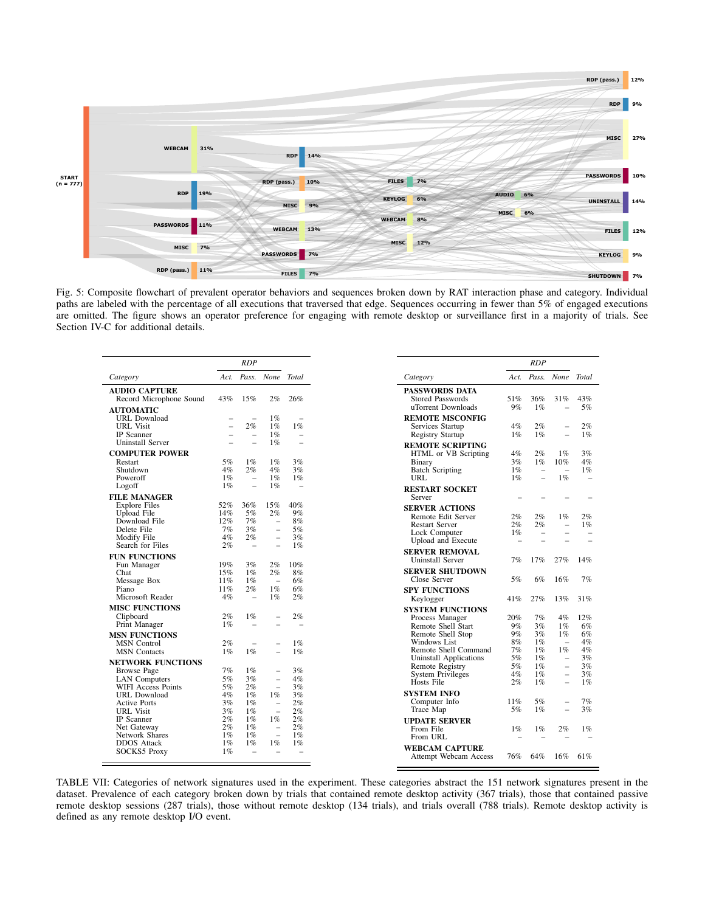Fig. 5: Composite flowchart of prevalent operator behaviors and sequences broken down by RAT interaction phase and category. Individual paths are labeled with the percentage of all executions that traversed that edge. Sequences occurring in fewer than 5% of engaged executions are omitted. The figure shows an operator preference for engaging with remote desktop or surveillance first in a majority of trials. See Section IV-C for additional details.

| *Category* | *RDP Act.* | *RDP Pass.* | *RDP None* | *Total* |
|---|---|---|---|---|
| **AUDIO CAPTURE** | | | | |
| Record Microphone Sound | 43% | 15% | 2% | 26% |
| **AUTOMATIC** | | | | |
| URL Download | – | – | 1% | – |
| URL Visit | – | 2% | 1% | 1% |
| IP Scanner | – | – | 1% | – |
| Uninstall Server | – | – | 1% | – |
| **COMPUTER POWER** | | | | |
| Restart | 5% | 1% | 1% | 3% |
| Shutdown | 4% | 2% | 4% | 3% |
| Poweroff | 1% | – | 1% | 1% |
| Logoff | 1% | – | 1% | – |
| **FILE MANAGER** | | | | |
| Explore Files | 52% | 36% | 15% | 40% |
| Upload File | 14% | 5% | 2% | 9% |
| Download File | 12% | 7% | – | 8% |
| Delete File | 7% | 3% | – | 5% |
| Modify File | 4% | 2% | – | 3% |
| Search for Files | 2% | – | – | 1% |
| **FUN FUNCTIONS** | | | | |
| Fun Manager | 19% | 3% | 2% | 10% |
| Chat | 15% | 1% | 2% | 8% |
| Message Box | 11% | 1% | – | 6% |
| Piano | 11% | 2% | 1% | 6% |
| Microsoft Reader | 4% | – | 1% | 2% |
| **MISC FUNCTIONS** | | | | |
| Clipboard | 2% | 1% | – | 2% |
| Print Manager | 1% | – | – | – |
| **MSN FUNCTIONS** | | | | |
| MSN Control | 2% | – | – | 1% |
| MSN Contacts | 1% | 1% | – | 1% |
| **NETWORK FUNCTIONS** | | | | |
| Browse Page | 7% | 1% | – | 3% |
| LAN Computers | 5% | 3% | – | 4% |
| WIFI Access Points | 5% | 2% | – | 3% |
| URL Download | 4% | 1% | 1% | 3% |
| Active Ports | 3% | 1% | – | 2% |
| URL Visit | 3% | 1% | – | 2% |
| IP Scanner | 2% | 1% | 1% | 2% |
| Net Gateway | 2% | 1% | – | 2% |
| Network Shares | 1% | 1% | – | 1% |
| DDOS Attack | 1% | 1% | 1% | 1% |
| SOCKS5 Proxy | 1% | – | – | – |
| **PASSWORDS DATA** | | | | |
| Stored Passwords | 51% | 36% | 31% | 43% |
| uTorrent Downloads | 9% | 1% | – | 5% |
| **REMOTE MSCONFIG** | | | | |
| Services Startup | 4% | 2% | – | 2% |
| Registry Startup | 1% | 1% | – | 1% |
| **REMOTE SCRIPTING** | | | | |
| HTML or VB Scripting | 4% | 2% | 1% | 3% |
| Binary | 3% | 1% | 10% | 4% |
| Batch Scripting | 1% | – | – | 1% |
| URL | 1% | – | 1% | – |
| **RESTART SOCKET** | | | | |
| Server | – | – | – | – |
| **SERVER ACTIONS** | | | | |
| Remote Edit Server | 2% | 2% | 1% | 2% |
| Restart Server | 2% | 2% | – | 1% |
| Lock Computer | 1% | – | – | – |
| Upload and Execute | – | – | – | – |
| **SERVER REMOVAL** | | | | |
| Uninstall Server | 7% | 17% | 27% | 14% |
| **SERVER SHUTDOWN** | | | | |
| Close Server | 5% | 6% | 16% | 7% |
| **SPY FUNCTIONS** | | | | |
| Keylogger | 41% | 27% | 13% | 31% |
| **SYSTEM FUNCTIONS** | | | | |
| Process Manager | 20% | 7% | 4% | 12% |
| Remote Shell Start | 9% | 3% | 1% | 6% |
| Remote Shell Stop | 9% | 3% | 1% | 6% |
| Windows List | 8% | 1% | – | 4% |
| Remote Shell Command | 7% | 1% | 1% | 4% |
| Uninstall Applications | 5% | 1% | – | 3% |
| Remote Registry | 5% | 1% | – | 3% |
| System Privileges | 4% | 1% | – | 3% |
| Hosts File | 2% | 1% | – | 1% |
| **SYSTEM INFO** | | | | |
| Computer Info | 11% | 5% | – | 7% |
| Trace Map | 5% | 1% | – | 3% |
| **UPDATE SERVER** | | | | |
| From File | 1% | 1% | 2% | 1% |
| From URL | – | – | – | – |
| **WEBCAM CAPTURE** | | | | |
| Attempt Webcam Access | 76% | 64% | 16% | 61% |

TABLE VII: Categories of network signatures used in the experiment. These categories abstract the 151 network signatures present in the dataset. Prevalence of each category broken down by trials that contained remote desktop activity (367 trials), those that contained passive remote desktop sessions (287 trials), those without remote desktop (134 trials), and trials overall (788 trials). Remote desktop activity is defined as any remote desktop I/O event.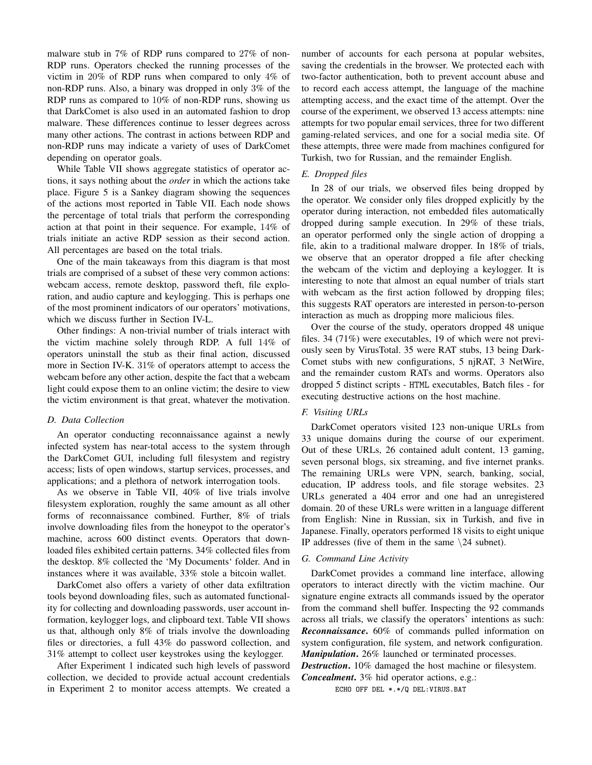malware stub in 7% of RDP runs compared to 27% of non-RDP runs. Operators checked the running processes of the victim in 20% of RDP runs when compared to only 4% of non-RDP runs. Also, a binary was dropped in only 3% of the RDP runs as compared to 10% of non-RDP runs, showing us that DarkComet is also used in an automated fashion to drop malware. These differences continue to lesser degrees across many other actions. The contrast in actions between RDP and non-RDP runs may indicate a variety of uses of DarkComet depending on operator goals.

While Table VII shows aggregate statistics of operator actions, it says nothing about the *order* in which the actions take place. Figure 5 is a Sankey diagram showing the sequences of the actions most reported in Table VII. Each node shows the percentage of total trials that perform the corresponding action at that point in their sequence. For example, 14% of trials initiate an active RDP session as their second action. All percentages are based on the total trials.

One of the main takeaways from this diagram is that most trials are comprised of a subset of these very common actions: webcam access, remote desktop, password theft, file exploration, and audio capture and keylogging. This is perhaps one of the most prominent indicators of our operators' motivations, which we discuss further in Section IV-L.

Other findings: A non-trivial number of trials interact with the victim machine solely through RDP. A full 14% of operators uninstall the stub as their final action, discussed more in Section IV-K. 31% of operators attempt to access the webcam before any other action, despite the fact that a webcam light could expose them to an online victim; the desire to view the victim environment is that great, whatever the motivation.

### D. Data Collection

An operator conducting reconnaissance against a newly infected system has near-total access to the system through the DarkComet GUI, including full filesystem and registry access; lists of open windows, startup services, processes, and applications; and a plethora of network interrogation tools.

As we observe in Table VII, 40% of live trials involve filesystem exploration, roughly the same amount as all other forms of reconnaissance combined. Further, 8% of trials involve downloading files from the honeypot to the operator's machine, across 600 distinct events. Operators that downloaded files exhibited certain patterns. 34% collected files from the desktop. 8% collected the 'My Documents' folder. And in instances where it was available, 33% stole a bitcoin wallet.

DarkComet also offers a variety of other data exfiltration tools beyond downloading files, such as automated functionality for collecting and downloading passwords, user account information, keylogger logs, and clipboard text. Table VII shows us that, although only 8% of trials involve the downloading files or directories, a full 43% do password collection, and 31% attempt to collect user keystrokes using the keylogger.

After Experiment 1 indicated such high levels of password collection, we decided to provide actual account credentials in Experiment 2 to monitor access attempts. We created a number of accounts for each persona at popular websites, saving the credentials in the browser. We protected each with two-factor authentication, both to prevent account abuse and to record each access attempt, the language of the machine attempting access, and the exact time of the attempt. Over the course of the experiment, we observed 13 access attempts: nine attempts for two popular email services, three for two different gaming-related services, and one for a social media site. Of these attempts, three were made from machines configured for Turkish, two for Russian, and the remainder English.

### E. Dropped files

In 28 of our trials, we observed files being dropped by the operator. We consider only files dropped explicitly by the operator during interaction, not embedded files automatically dropped during sample execution. In 29% of these trials, an operator performed only the single action of dropping a file, akin to a traditional malware dropper. In 18% of trials, we observe that an operator dropped a file after checking the webcam of the victim and deploying a keylogger. It is interesting to note that almost an equal number of trials start with webcam as the first action followed by dropping files; this suggests RAT operators are interested in person-to-person interaction as much as dropping more malicious files.

Over the course of the study, operators dropped 48 unique files. 34 (71%) were executables, 19 of which were not previously seen by VirusTotal. 35 were RAT stubs, 13 being DarkComet stubs with new configurations, 5 njRAT, 3 NetWire, and the remainder custom RATs and worms. Operators also dropped 5 distinct scripts - HTML executables, Batch files - for executing destructive actions on the host machine.

### F. Visiting URLs

DarkComet operators visited 123 non-unique URLs from 33 unique domains during the course of our experiment. Out of these URLs, 26 contained adult content, 13 gaming, seven personal blogs, six streaming, and five internet pranks. The remaining URLs were VPN, search, banking, social, education, IP address tools, and file storage websites. 23 URLs generated a 404 error and one had an unregistered domain. 20 of these URLs were written in a language different from English: Nine in Russian, six in Turkish, and five in Japanese. Finally, operators performed 18 visits to eight unique IP addresses (five of them in the same \24 subnet).

### G. Command Line Activity

DarkComet provides a command line interface, allowing operators to interact directly with the victim machine. Our signature engine extracts all commands issued by the operator from the command shell buffer. Inspecting the 92 commands across all trials, we classify the operators' intentions as such:

***Reconnaissance***. 60% of commands pulled information on system configuration, file system, and network configuration.

***Manipulation***. 26% launched or terminated processes.

***Destruction***. 10% damaged the host machine or filesystem.

***Concealment***. 3% hid operator actions, e.g.:

```
ECHO OFF DEL *.*/Q DEL:VIRUS.BAT
```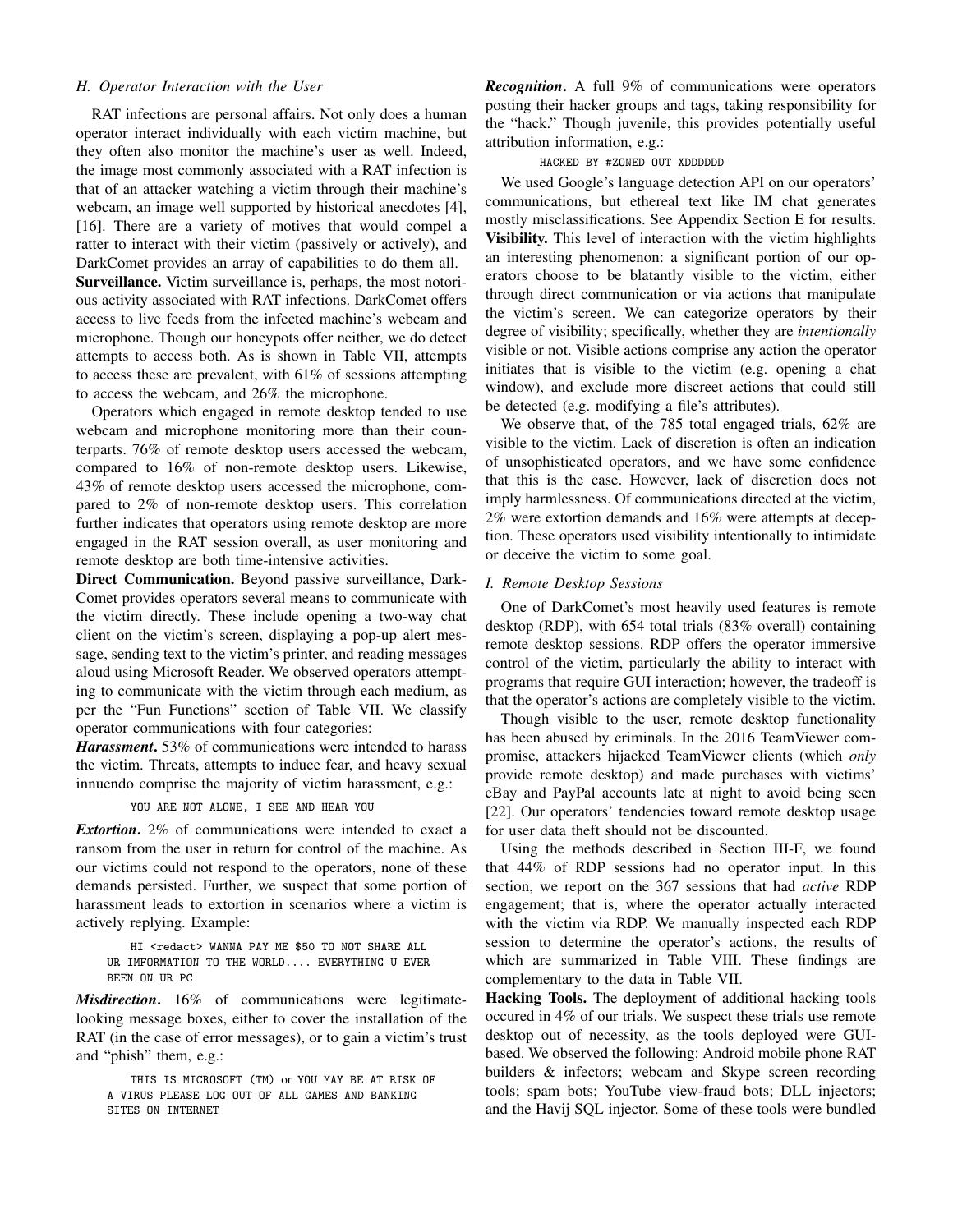### H. Operator Interaction with the User

RAT infections are personal affairs. Not only does a human operator interact individually with each victim machine, but they often also monitor the machine's user as well. Indeed, the image most commonly associated with a RAT infection is that of an attacker watching a victim through their machine's webcam, an image well supported by historical anecdotes [4], [16]. There are a variety of motives that would compel a ratter to interact with their victim (passively or actively), and DarkComet provides an array of capabilities to do them all.

**Surveillance.** Victim surveillance is, perhaps, the most notorious activity associated with RAT infections. DarkComet offers access to live feeds from the infected machine's webcam and microphone. Though our honeypots offer neither, we do detect attempts to access both. As is shown in Table VII, attempts to access these are prevalent, with 61% of sessions attempting to access the webcam, and 26% the microphone.

Operators which engaged in remote desktop tended to use webcam and microphone monitoring more than their counterparts. 76% of remote desktop users accessed the webcam, compared to 16% of non-remote desktop users. Likewise, 43% of remote desktop users accessed the microphone, compared to 2% of non-remote desktop users. This correlation further indicates that operators using remote desktop are more engaged in the RAT session overall, as user monitoring and remote desktop are both time-intensive activities.

**Direct Communication.** Beyond passive surveillance, DarkComet provides operators several means to communicate with the victim directly. These include opening a two-way chat client on the victim's screen, displaying a pop-up alert message, sending text to the victim's printer, and reading messages aloud using Microsoft Reader. We observed operators attempting to communicate with the victim through each medium, as per the "Fun Functions" section of Table VII. We classify operator communications with four categories:

***Harassment*.** 53% of communications were intended to harass the victim. Threats, attempts to induce fear, and heavy sexual innuendo comprise the majority of victim harassment, e.g.:

```
YOU ARE NOT ALONE, I SEE AND HEAR YOU
```

***Extortion*.** 2% of communications were intended to exact a ransom from the user in return for control of the machine. As our victims could not respond to the operators, none of these demands persisted. Further, we suspect that some portion of harassment leads to extortion in scenarios where a victim is actively replying. Example:

```
HI <redact> WANNA PAY ME $50 TO NOT SHARE ALL
UR IMFORMATION TO THE WORLD.... EVERYTHING U EVER
BEEN ON UR PC
```

***Misdirection*.** 16% of communications were legitimate-looking message boxes, either to cover the installation of the RAT (in the case of error messages), or to gain a victim's trust and "phish" them, e.g.:

```
THIS IS MICROSOFT (TM) or YOU MAY BE AT RISK OF
A VIRUS PLEASE LOG OUT OF ALL GAMES AND BANKING
SITES ON INTERNET
```

***Recognition*.** A full 9% of communications were operators posting their hacker groups and tags, taking responsibility for the "hack." Though juvenile, this provides potentially useful attribution information, e.g.:

```
HACKED BY #ZONED OUT XDDDDDD
```

We used Google's language detection API on our operators' communications, but ethereal text like IM chat generates mostly misclassifications. See Appendix Section E for results.

**Visibility.** This level of interaction with the victim highlights an interesting phenomenon: a significant portion of our operators choose to be blatantly visible to the victim, either through direct communication or via actions that manipulate the victim's screen. We can categorize operators by their degree of visibility; specifically, whether they are *intentionally* visible or not. Visible actions comprise any action the operator initiates that is visible to the victim (e.g. opening a chat window), and exclude more discreet actions that could still be detected (e.g. modifying a file's attributes).

We observe that, of the 785 total engaged trials, 62% are visible to the victim. Lack of discretion is often an indication of unsophisticated operators, and we have some confidence that this is the case. However, lack of discretion does not imply harmlessness. Of communications directed at the victim, 2% were extortion demands and 16% were attempts at deception. These operators used visibility intentionally to intimidate or deceive the victim to some goal.

### I. Remote Desktop Sessions

One of DarkComet's most heavily used features is remote desktop (RDP), with 654 total trials (83% overall) containing remote desktop sessions. RDP offers the operator immersive control of the victim, particularly the ability to interact with programs that require GUI interaction; however, the tradeoff is that the operator's actions are completely visible to the victim.

Though visible to the user, remote desktop functionality has been abused by criminals. In the 2016 TeamViewer compromise, attackers hijacked TeamViewer clients (which *only* provide remote desktop) and made purchases with victims' eBay and PayPal accounts late at night to avoid being seen [22]. Our operators' tendencies toward remote desktop usage for user data theft should not be discounted.

Using the methods described in Section III-F, we found that 44% of RDP sessions had no operator input. In this section, we report on the 367 sessions that had *active* RDP engagement; that is, where the operator actually interacted with the victim via RDP. We manually inspected each RDP session to determine the operator's actions, the results of which are summarized in Table VIII. These findings are complementary to the data in Table VII.

**Hacking Tools.** The deployment of additional hacking tools occured in 4% of our trials. We suspect these trials use remote desktop out of necessity, as the tools deployed were GUI-based. We observed the following: Android mobile phone RAT builders & infectors; webcam and Skype screen recording tools; spam bots; YouTube view-fraud bots; DLL injectors; and the Havij SQL injector. Some of these tools were bundled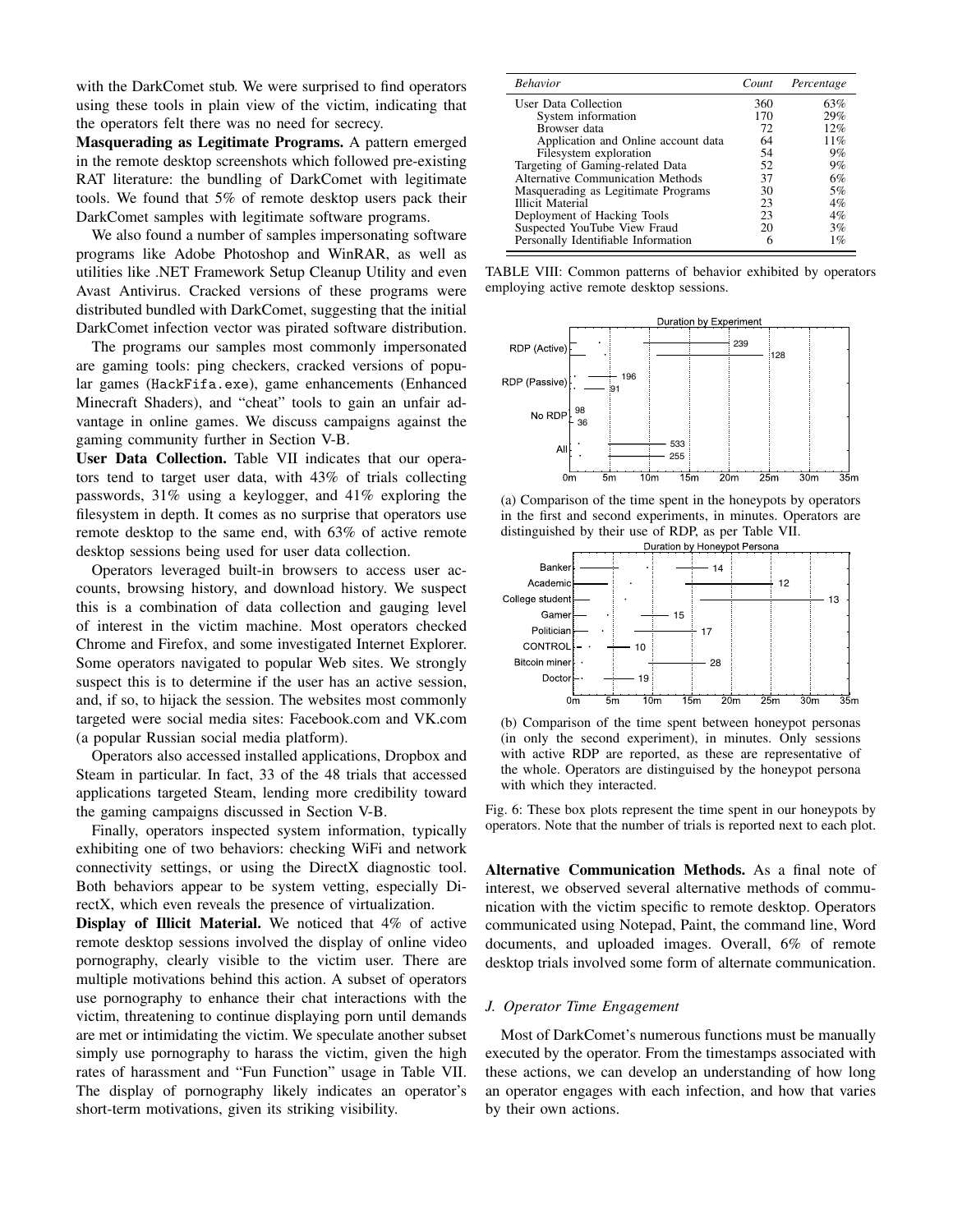with the DarkComet stub. We were surprised to find operators using these tools in plain view of the victim, indicating that the operators felt there was no need for secrecy.

**Masquerading as Legitimate Programs.** A pattern emerged in the remote desktop screenshots which followed pre-existing RAT literature: the bundling of DarkComet with legitimate tools. We found that 5% of remote desktop users pack their DarkComet samples with legitimate software programs.

We also found a number of samples impersonating software programs like Adobe Photoshop and WinRAR, as well as utilities like .NET Framework Setup Cleanup Utility and even Avast Antivirus. Cracked versions of these programs were distributed bundled with DarkComet, suggesting that the initial DarkComet infection vector was pirated software distribution.

The programs our samples most commonly impersonated are gaming tools: ping checkers, cracked versions of popular games (`HackFifa.exe`), game enhancements (Enhanced Minecraft Shaders), and "cheat" tools to gain an unfair advantage in online games. We discuss campaigns against the gaming community further in Section V-B.

**User Data Collection.** Table VII indicates that our operators tend to target user data, with 43% of trials collecting passwords, 31% using a keylogger, and 41% exploring the filesystem in depth. It comes as no surprise that operators use remote desktop to the same end, with 63% of active remote desktop sessions being used for user data collection.

Operators leveraged built-in browsers to access user accounts, browsing history, and download history. We suspect this is a combination of data collection and gauging level of interest in the victim machine. Most operators checked Chrome and Firefox, and some investigated Internet Explorer. Some operators navigated to popular Web sites. We strongly suspect this is to determine if the user has an active session, and, if so, to hijack the session. The websites most commonly targeted were social media sites: Facebook.com and VK.com (a popular Russian social media platform).

Operators also accessed installed applications, Dropbox and Steam in particular. In fact, 33 of the 48 trials that accessed applications targeted Steam, lending more credibility toward the gaming campaigns discussed in Section V-B.

Finally, operators inspected system information, typically exhibiting one of two behaviors: checking WiFi and network connectivity settings, or using the DirectX diagnostic tool. Both behaviors appear to be system vetting, especially DirectX, which even reveals the presence of virtualization.

**Display of Illicit Material.** We noticed that 4% of active remote desktop sessions involved the display of online video pornography, clearly visible to the victim user. There are multiple motivations behind this action. A subset of operators use pornography to enhance their chat interactions with the victim, threatening to continue displaying porn until demands are met or intimidating the victim. We speculate another subset simply use pornography to harass the victim, given the high rates of harassment and "Fun Function" usage in Table VII. The display of pornography likely indicates an operator's short-term motivations, given its striking visibility.

| *Behavior* | *Count* | *Percentage* |
|---|---|---|
| User Data Collection | 360 | 63% |
| System information | 170 | 29% |
| Browser data | 72 | 12% |
| Application and Online account data | 64 | 11% |
| Filesystem exploration | 54 | 9% |
| Targeting of Gaming-related Data | 52 | 9% |
| Alternative Communication Methods | 37 | 6% |
| Masquerading as Legitimate Programs | 30 | 5% |
| Illicit Material | 23 | 4% |
| Deployment of Hacking Tools | 23 | 4% |
| Suspected YouTube View Fraud | 20 | 3% |
| Personally Identifiable Information | 6 | 1% |

TABLE VIII: Common patterns of behavior exhibited by operators employing active remote desktop sessions.

(a) Comparison of the time spent in the honeypots by operators in the first and second experiments, in minutes. Operators are distinguished by their use of RDP, as per Table VII.

(b) Comparison of the time spent between honeypot personas (in only the second experiment), in minutes. Only sessions with active RDP are reported, as these are representative of the whole. Operators are distinguised by the honeypot persona with which they interacted.

Fig. 6: These box plots represent the time spent in our honeypots by operators. Note that the number of trials is reported next to each plot.

**Alternative Communication Methods.** As a final note of interest, we observed several alternative methods of communication with the victim specific to remote desktop. Operators communicated using Notepad, Paint, the command line, Word documents, and uploaded images. Overall, 6% of remote desktop trials involved some form of alternate communication.

### *J. Operator Time Engagement*

Most of DarkComet's numerous functions must be manually executed by the operator. From the timestamps associated with these actions, we can develop an understanding of how long an operator engages with each infection, and how that varies by their own actions.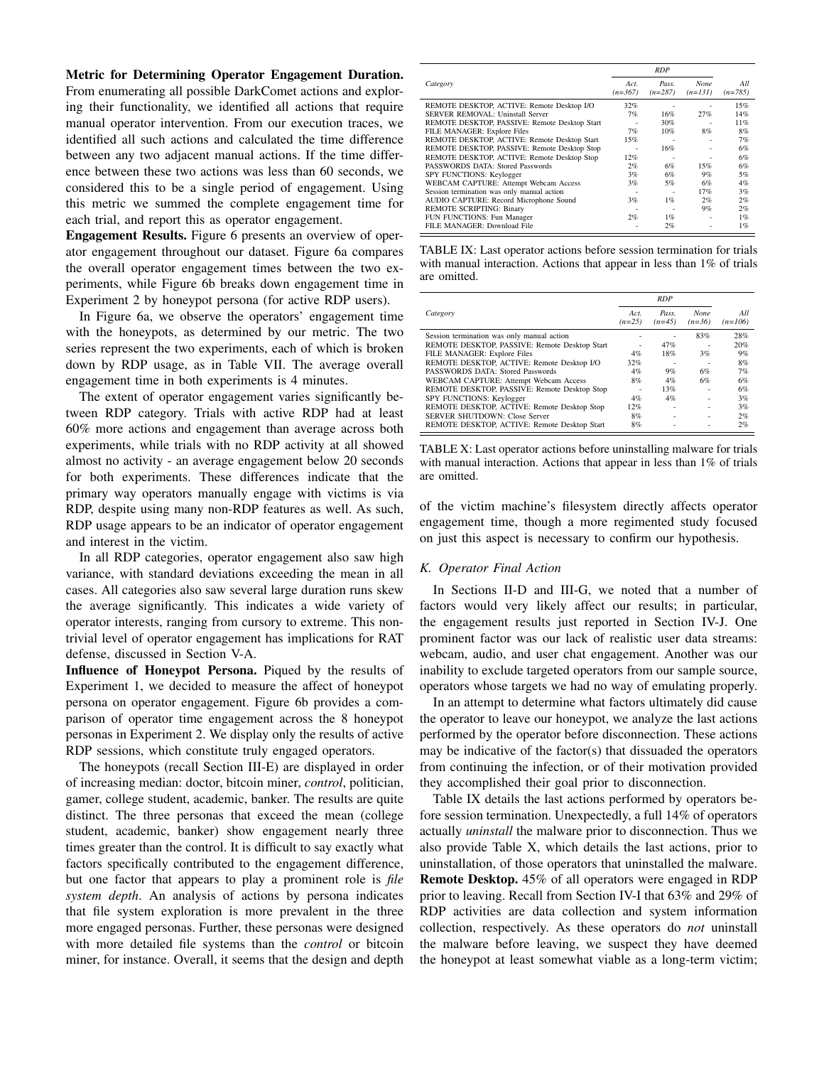**Metric for Determining Operator Engagement Duration.** From enumerating all possible DarkComet actions and exploring their functionality, we identified all actions that require manual operator intervention. From our execution traces, we identified all such actions and calculated the time difference between any two adjacent manual actions. If the time difference between these two actions was less than 60 seconds, we considered this to be a single period of engagement. Using this metric we summed the complete engagement time for each trial, and report this as operator engagement.

**Engagement Results.** Figure 6 presents an overview of operator engagement throughout our dataset. Figure 6a compares the overall operator engagement times between the two experiments, while Figure 6b breaks down engagement time in Experiment 2 by honeypot persona (for active RDP users).

In Figure 6a, we observe the operators' engagement time with the honeypots, as determined by our metric. The two series represent the two experiments, each of which is broken down by RDP usage, as in Table VII. The average overall engagement time in both experiments is 4 minutes.

The extent of operator engagement varies significantly between RDP category. Trials with active RDP had at least 60% more actions and engagement than average across both experiments, while trials with no RDP activity at all showed almost no activity - an average engagement below 20 seconds for both experiments. These differences indicate that the primary way operators manually engage with victims is via RDP, despite using many non-RDP features as well. As such, RDP usage appears to be an indicator of operator engagement and interest in the victim.

In all RDP categories, operator engagement also saw high variance, with standard deviations exceeding the mean in all cases. All categories also saw several large duration runs skew the average significantly. This indicates a wide variety of operator interests, ranging from cursory to extreme. This non-trivial level of operator engagement has implications for RAT defense, discussed in Section V-A.

**Influence of Honeypot Persona.** Piqued by the results of Experiment 1, we decided to measure the affect of honeypot persona on operator engagement. Figure 6b provides a comparison of operator time engagement across the 8 honeypot personas in Experiment 2. We display only the results of active RDP sessions, which constitute truly engaged operators.

The honeypots (recall Section III-E) are displayed in order of increasing median: doctor, bitcoin miner, *control*, politician, gamer, college student, academic, banker. The results are quite distinct. The three personas that exceed the mean (college student, academic, banker) show engagement nearly three times greater than the control. It is difficult to say exactly what factors specifically contributed to the engagement difference, but one factor that appears to play a prominent role is *file system depth*. An analysis of actions by persona indicates that file system exploration is more prevalent in the three more engaged personas. Further, these personas were designed with more detailed file systems than the *control* or bitcoin miner, for instance. Overall, it seems that the design and depth of the victim machine's filesystem directly affects operator engagement time, though a more regimented study focused on just this aspect is necessary to confirm our hypothesis.

| Category | RDP Act. (n=367) | RDP Pass. (n=287) | RDP None (n=131) | All (n=785) |
|---|---|---|---|---|
| REMOTE DESKTOP, ACTIVE: Remote Desktop I/O | 32% | - | - | 15% |
| SERVER REMOVAL: Uninstall Server | 7% | 16% | 27% | 14% |
| REMOTE DESKTOP, PASSIVE: Remote Desktop Start | - | 30% | - | 11% |
| FILE MANAGER: Explore Files | 7% | 10% | 8% | 8% |
| REMOTE DESKTOP, ACTIVE: Remote Desktop Start | 15% | - | - | 7% |
| REMOTE DESKTOP, PASSIVE: Remote Desktop Stop | - | 16% | - | 6% |
| REMOTE DESKTOP, ACTIVE: Remote Desktop Stop | 12% | - | - | 6% |
| PASSWORDS DATA: Stored Passwords | 2% | 6% | 15% | 6% |
| SPY FUNCTIONS: Keylogger | 3% | 6% | 9% | 5% |
| WEBCAM CAPTURE: Attempt Webcam Access | 3% | 5% | 6% | 4% |
| Session termination was only manual action | - | - | 17% | 3% |
| AUDIO CAPTURE: Record Microphone Sound | 3% | 1% | 2% | 2% |
| REMOTE SCRIPTING: Binary | - | - | 9% | 2% |
| FUN FUNCTIONS: Fun Manager | 2% | 1% | - | 1% |
| FILE MANAGER: Download File | - | 2% | - | 1% |

TABLE IX: Last operator actions before session termination for trials with manual interaction. Actions that appear in less than 1% of trials are omitted.

| Category | RDP Act. (n=25) | RDP Pass. (n=45) | RDP None (n=36) | All (n=106) |
|---|---|---|---|---|
| Session termination was only manual action | - | - | 83% | 28% |
| REMOTE DESKTOP, PASSIVE: Remote Desktop Start | - | 47% | - | 20% |
| FILE MANAGER: Explore Files | 4% | 18% | 3% | 9% |
| REMOTE DESKTOP, ACTIVE: Remote Desktop I/O | 32% | - | - | 8% |
| PASSWORDS DATA: Stored Passwords | 4% | 9% | 6% | 7% |
| WEBCAM CAPTURE: Attempt Webcam Access | 8% | 4% | 6% | 6% |
| REMOTE DESKTOP, PASSIVE: Remote Desktop Stop | - | 13% | - | 6% |
| SPY FUNCTIONS: Keylogger | 4% | 4% | - | 3% |
| REMOTE DESKTOP, ACTIVE: Remote Desktop Stop | 12% | - | - | 3% |
| SERVER SHUTDOWN: Close Server | 8% | - | - | 2% |
| REMOTE DESKTOP, ACTIVE: Remote Desktop Start | 8% | - | - | 2% |

TABLE X: Last operator actions before uninstalling malware for trials with manual interaction. Actions that appear in less than 1% of trials are omitted.

### K. Operator Final Action

In Sections II-D and III-G, we noted that a number of factors would very likely affect our results; in particular, the engagement results just reported in Section IV-J. One prominent factor was our lack of realistic user data streams: webcam, audio, and user chat engagement. Another was our inability to exclude targeted operators from our sample source, operators whose targets we had no way of emulating properly.

In an attempt to determine what factors ultimately did cause the operator to leave our honeypot, we analyze the last actions performed by the operator before disconnection. These actions may be indicative of the factor(s) that dissuaded the operators from continuing the infection, or of their motivation provided they accomplished their goal prior to disconnection.

Table IX details the last actions performed by operators before session termination. Unexpectedly, a full 14% of operators actually *uninstall* the malware prior to disconnection. Thus we also provide Table X, which details the last actions, prior to uninstallation, of those operators that uninstalled the malware.

**Remote Desktop.** 45% of all operators were engaged in RDP prior to leaving. Recall from Section IV-I that 63% and 29% of RDP activities are data collection and system information collection, respectively. As these operators do *not* uninstall the malware before leaving, we suspect they have deemed the honeypot at least somewhat viable as a long-term victim;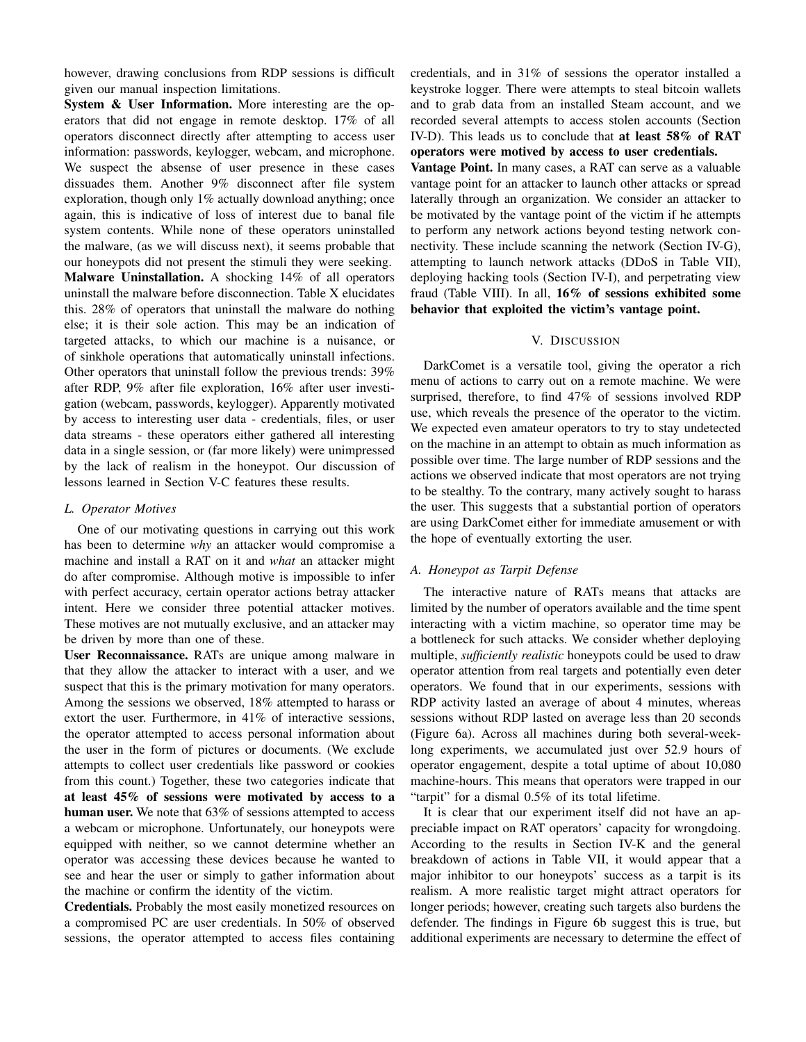however, drawing conclusions from RDP sessions is difficult given our manual inspection limitations.

**System & User Information.** More interesting are the operators that did not engage in remote desktop. 17% of all operators disconnect directly after attempting to access user information: passwords, keylogger, webcam, and microphone. We suspect the absense of user presence in these cases dissuades them. Another 9% disconnect after file system exploration, though only 1% actually download anything; once again, this is indicative of loss of interest due to banal file system contents. While none of these operators uninstalled the malware, (as we will discuss next), it seems probable that our honeypots did not present the stimuli they were seeking.

**Malware Uninstallation.** A shocking 14% of all operators uninstall the malware before disconnection. Table X elucidates this. 28% of operators that uninstall the malware do nothing else; it is their sole action. This may be an indication of targeted attacks, to which our machine is a nuisance, or of sinkhole operations that automatically uninstall infections. Other operators that uninstall follow the previous trends: 39% after RDP, 9% after file exploration, 16% after user investigation (webcam, passwords, keylogger). Apparently motivated by access to interesting user data - credentials, files, or user data streams - these operators either gathered all interesting data in a single session, or (far more likely) were unimpressed by the lack of realism in the honeypot. Our discussion of lessons learned in Section V-C features these results.

### L. Operator Motives

One of our motivating questions in carrying out this work has been to determine *why* an attacker would compromise a machine and install a RAT on it and *what* an attacker might do after compromise. Although motive is impossible to infer with perfect accuracy, certain operator actions betray attacker intent. Here we consider three potential attacker motives. These motives are not mutually exclusive, and an attacker may be driven by more than one of these.

**User Reconnaissance.** RATs are unique among malware in that they allow the attacker to interact with a user, and we suspect that this is the primary motivation for many operators. Among the sessions we observed, 18% attempted to harass or extort the user. Furthermore, in 41% of interactive sessions, the operator attempted to access personal information about the user in the form of pictures or documents. (We exclude attempts to collect user credentials like password or cookies from this count.) Together, these two categories indicate that **at least 45% of sessions were motivated by access to a human user.** We note that 63% of sessions attempted to access a webcam or microphone. Unfortunately, our honeypots were equipped with neither, so we cannot determine whether an operator was accessing these devices because he wanted to see and hear the user or simply to gather information about the machine or confirm the identity of the victim.

**Credentials.** Probably the most easily monetized resources on a compromised PC are user credentials. In 50% of observed sessions, the operator attempted to access files containing credentials, and in 31% of sessions the operator installed a keystroke logger. There were attempts to steal bitcoin wallets and to grab data from an installed Steam account, and we recorded several attempts to access stolen accounts (Section IV-D). This leads us to conclude that **at least 58% of RAT operators were motived by access to user credentials.**

**Vantage Point.** In many cases, a RAT can serve as a valuable vantage point for an attacker to launch other attacks or spread laterally through an organization. We consider an attacker to be motivated by the vantage point of the victim if he attempts to perform any network actions beyond testing network connectivity. These include scanning the network (Section IV-G), attempting to launch network attacks (DDoS in Table VII), deploying hacking tools (Section IV-I), and perpetrating view fraud (Table VIII). In all, **16% of sessions exhibited some behavior that exploited the victim's vantage point.**

## V. Discussion

DarkComet is a versatile tool, giving the operator a rich menu of actions to carry out on a remote machine. We were surprised, therefore, to find 47% of sessions involved RDP use, which reveals the presence of the operator to the victim. We expected even amateur operators to try to stay undetected on the machine in an attempt to obtain as much information as possible over time. The large number of RDP sessions and the actions we observed indicate that most operators are not trying to be stealthy. To the contrary, many actively sought to harass the user. This suggests that a substantial portion of operators are using DarkComet either for immediate amusement or with the hope of eventually extorting the user.

### A. Honeypot as Tarpit Defense

The interactive nature of RATs means that attacks are limited by the number of operators available and the time spent interacting with a victim machine, so operator time may be a bottleneck for such attacks. We consider whether deploying multiple, *sufficiently realistic* honeypots could be used to draw operator attention from real targets and potentially even deter operators. We found that in our experiments, sessions with RDP activity lasted an average of about 4 minutes, whereas sessions without RDP lasted on average less than 20 seconds (Figure 6a). Across all machines during both several-week-long experiments, we accumulated just over 52.9 hours of operator engagement, despite a total uptime of about 10,080 machine-hours. This means that operators were trapped in our "tarpit" for a dismal 0.5% of its total lifetime.

It is clear that our experiment itself did not have an appreciable impact on RAT operators' capacity for wrongdoing. According to the results in Section IV-K and the general breakdown of actions in Table VII, it would appear that a major inhibitor to our honeypots' success as a tarpit is its realism. A more realistic target might attract operators for longer periods; however, creating such targets also burdens the defender. The findings in Figure 6b suggest this is true, but additional experiments are necessary to determine the effect of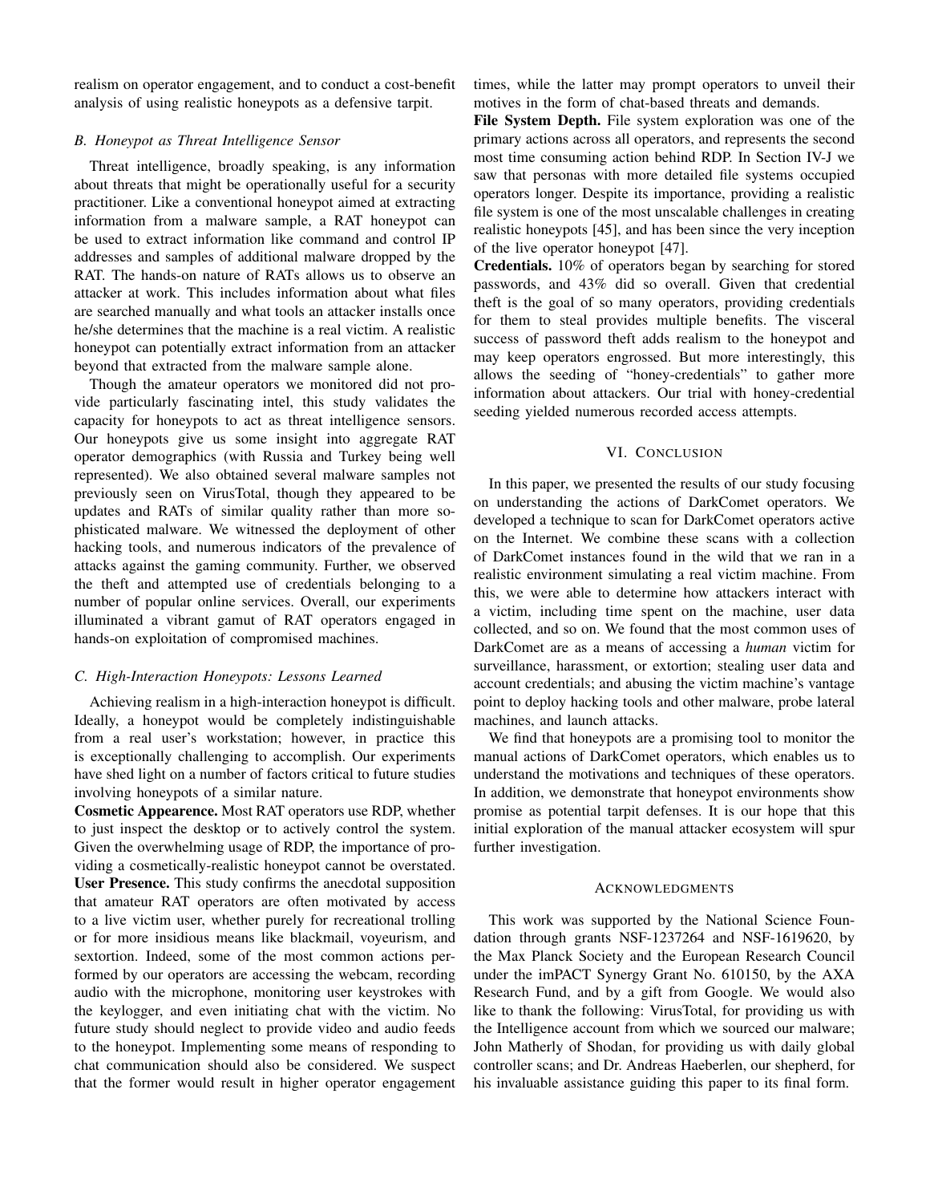realism on operator engagement, and to conduct a cost-benefit analysis of using realistic honeypots as a defensive tarpit.

### B. Honeypot as Threat Intelligence Sensor

Threat intelligence, broadly speaking, is any information about threats that might be operationally useful for a security practitioner. Like a conventional honeypot aimed at extracting information from a malware sample, a RAT honeypot can be used to extract information like command and control IP addresses and samples of additional malware dropped by the RAT. The hands-on nature of RATs allows us to observe an attacker at work. This includes information about what files are searched manually and what tools an attacker installs once he/she determines that the machine is a real victim. A realistic honeypot can potentially extract information from an attacker beyond that extracted from the malware sample alone.

Though the amateur operators we monitored did not provide particularly fascinating intel, this study validates the capacity for honeypots to act as threat intelligence sensors. Our honeypots give us some insight into aggregate RAT operator demographics (with Russia and Turkey being well represented). We also obtained several malware samples not previously seen on VirusTotal, though they appeared to be updates and RATs of similar quality rather than more sophisticated malware. We witnessed the deployment of other hacking tools, and numerous indicators of the prevalence of attacks against the gaming community. Further, we observed the theft and attempted use of credentials belonging to a number of popular online services. Overall, our experiments illuminated a vibrant gamut of RAT operators engaged in hands-on exploitation of compromised machines.

### C. High-Interaction Honeypots: Lessons Learned

Achieving realism in a high-interaction honeypot is difficult. Ideally, a honeypot would be completely indistinguishable from a real user's workstation; however, in practice this is exceptionally challenging to accomplish. Our experiments have shed light on a number of factors critical to future studies involving honeypots of a similar nature.

**Cosmetic Appearence.** Most RAT operators use RDP, whether to just inspect the desktop or to actively control the system. Given the overwhelming usage of RDP, the importance of providing a cosmetically-realistic honeypot cannot be overstated.

**User Presence.** This study confirms the anecdotal supposition that amateur RAT operators are often motivated by access to a live victim user, whether purely for recreational trolling or for more insidious means like blackmail, voyeurism, and sextortion. Indeed, some of the most common actions performed by our operators are accessing the webcam, recording audio with the microphone, monitoring user keystrokes with the keylogger, and even initiating chat with the victim. No future study should neglect to provide video and audio feeds to the honeypot. Implementing some means of responding to chat communication should also be considered. We suspect that the former would result in higher operator engagement times, while the latter may prompt operators to unveil their motives in the form of chat-based threats and demands.

**File System Depth.** File system exploration was one of the primary actions across all operators, and represents the second most time consuming action behind RDP. In Section IV-J we saw that personas with more detailed file systems occupied operators longer. Despite its importance, providing a realistic file system is one of the most unscalable challenges in creating realistic honeypots [45], and has been since the very inception of the live operator honeypot [47].

**Credentials.** 10% of operators began by searching for stored passwords, and 43% did so overall. Given that credential theft is the goal of so many operators, providing credentials for them to steal provides multiple benefits. The visceral success of password theft adds realism to the honeypot and may keep operators engrossed. But more interestingly, this allows the seeding of "honey-credentials" to gather more information about attackers. Our trial with honey-credential seeding yielded numerous recorded access attempts.

## VI. Conclusion

In this paper, we presented the results of our study focusing on understanding the actions of DarkComet operators. We developed a technique to scan for DarkComet operators active on the Internet. We combine these scans with a collection of DarkComet instances found in the wild that we ran in a realistic environment simulating a real victim machine. From this, we were able to determine how attackers interact with a victim, including time spent on the machine, user data collected, and so on. We found that the most common uses of DarkComet are as a means of accessing a *human* victim for surveillance, harassment, or extortion; stealing user data and account credentials; and abusing the victim machine's vantage point to deploy hacking tools and other malware, probe lateral machines, and launch attacks.

We find that honeypots are a promising tool to monitor the manual actions of DarkComet operators, which enables us to understand the motivations and techniques of these operators. In addition, we demonstrate that honeypot environments show promise as potential tarpit defenses. It is our hope that this initial exploration of the manual attacker ecosystem will spur further investigation.

## Acknowledgments

This work was supported by the National Science Foundation through grants NSF-1237264 and NSF-1619620, by the Max Planck Society and the European Research Council under the imPACT Synergy Grant No. 610150, by the AXA Research Fund, and by a gift from Google. We would also like to thank the following: VirusTotal, for providing us with the Intelligence account from which we sourced our malware; John Matherly of Shodan, for providing us with daily global controller scans; and Dr. Andreas Haeberlen, our shepherd, for his invaluable assistance guiding this paper to its final form.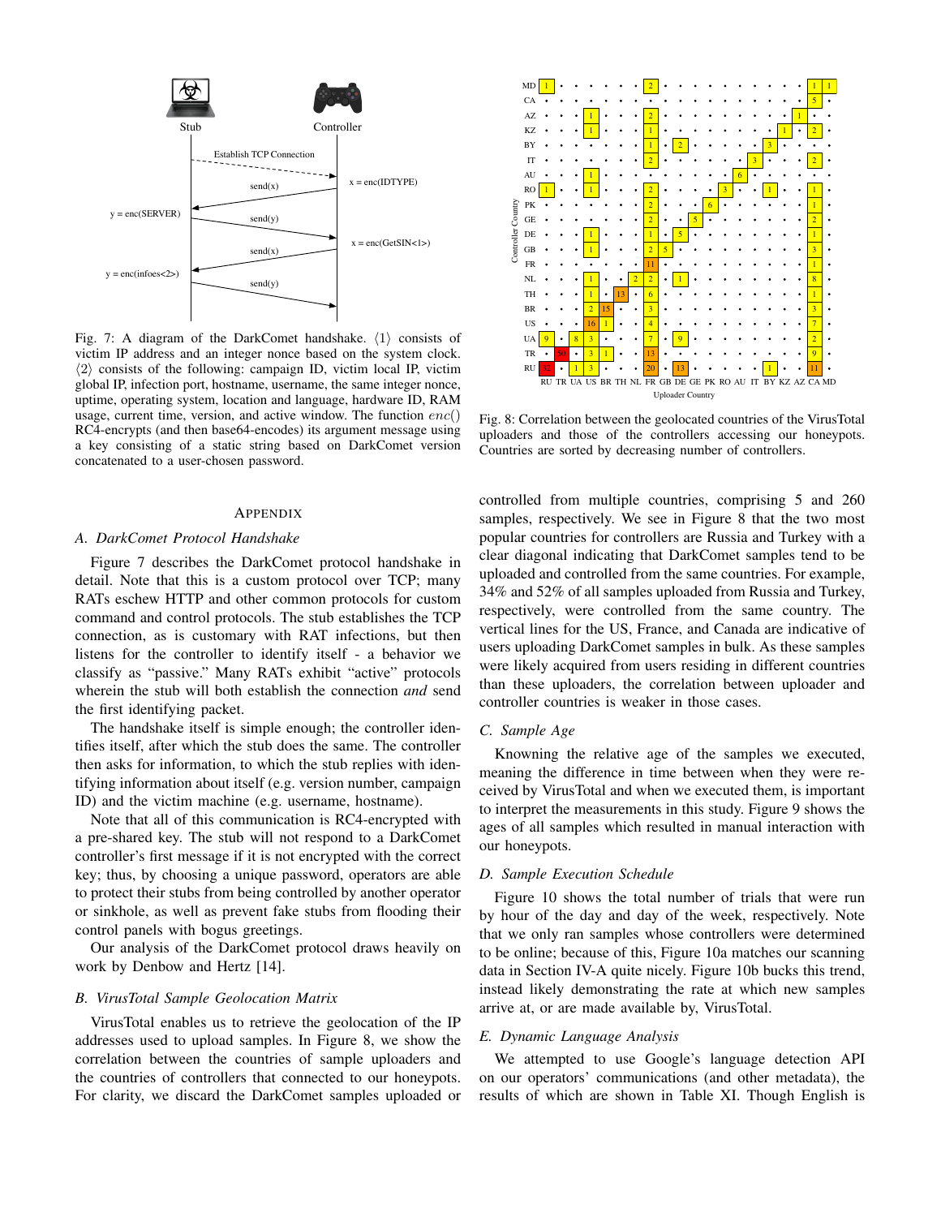Fig. 7: A diagram of the DarkComet handshake. ⟨1⟩ consists of victim IP address and an integer nonce based on the system clock. ⟨2⟩ consists of the following: campaign ID, victim local IP, victim global IP, infection port, hostname, username, the same integer nonce, uptime, operating system, location and language, hardware ID, RAM usage, current time, version, and active window. The function $enc()$ RC4-encrypts (and then base64-encodes) its argument message using a key consisting of a static string based on DarkComet version concatenated to a user-chosen password.

Fig. 8: Correlation between the geolocated countries of the VirusTotal uploaders and those of the controllers accessing our honeypots. Countries are sorted by decreasing number of controllers.

## APPENDIX

### *A. DarkComet Protocol Handshake*

Figure 7 describes the DarkComet protocol handshake in detail. Note that this is a custom protocol over TCP; many RATs eschew HTTP and other common protocols for custom command and control protocols. The stub establishes the TCP connection, as is customary with RAT infections, but then listens for the controller to identify itself - a behavior we classify as "passive." Many RATs exhibit "active" protocols wherein the stub will both establish the connection *and* send the first identifying packet.

The handshake itself is simple enough; the controller identifies itself, after which the stub does the same. The controller then asks for information, to which the stub replies with identifying information about itself (e.g. version number, campaign ID) and the victim machine (e.g. username, hostname).

Note that all of this communication is RC4-encrypted with a pre-shared key. The stub will not respond to a DarkComet controller's first message if it is not encrypted with the correct key; thus, by choosing a unique password, operators are able to protect their stubs from being controlled by another operator or sinkhole, as well as prevent fake stubs from flooding their control panels with bogus greetings.

Our analysis of the DarkComet protocol draws heavily on work by Denbow and Hertz [14].

### *B. VirusTotal Sample Geolocation Matrix*

VirusTotal enables us to retrieve the geolocation of the IP addresses used to upload samples. In Figure 8, we show the correlation between the countries of sample uploaders and the countries of controllers that connected to our honeypots. For clarity, we discard the DarkComet samples uploaded or controlled from multiple countries, comprising 5 and 260 samples, respectively. We see in Figure 8 that the two most popular countries for controllers are Russia and Turkey with a clear diagonal indicating that DarkComet samples tend to be uploaded and controlled from the same countries. For example, 34% and 52% of all samples uploaded from Russia and Turkey, respectively, were controlled from the same country. The vertical lines for the US, France, and Canada are indicative of users uploading DarkComet samples in bulk. As these samples were likely acquired from users residing in different countries than these uploaders, the correlation between uploader and controller countries is weaker in those cases.

### *C. Sample Age*

Knowning the relative age of the samples we executed, meaning the difference in time between when they were received by VirusTotal and when we executed them, is important to interpret the measurements in this study. Figure 9 shows the ages of all samples which resulted in manual interaction with our honeypots.

### *D. Sample Execution Schedule*

Figure 10 shows the total number of trials that were run by hour of the day and day of the week, respectively. Note that we only ran samples whose controllers were determined to be online; because of this, Figure 10a matches our scanning data in Section IV-A quite nicely. Figure 10b bucks this trend, instead likely demonstrating the rate at which new samples arrive at, or are made available by, VirusTotal.

### *E. Dynamic Language Analysis*

We attempted to use Google's language detection API on our operators' communications (and other metadata), the results of which are shown in Table XI. Though English is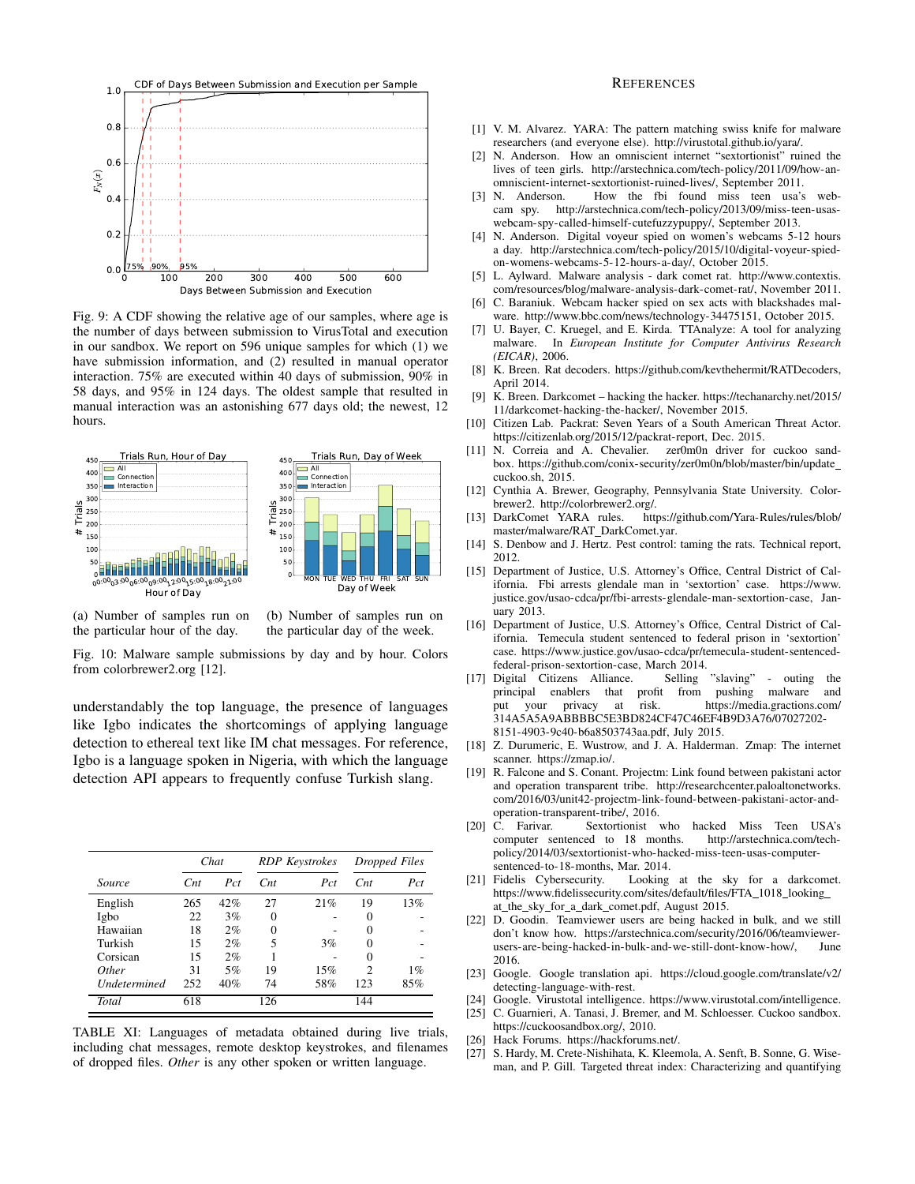Fig. 9: A CDF showing the relative age of our samples, where age is the number of days between submission to VirusTotal and execution in our sandbox. We report on 596 unique samples for which (1) we have submission information, and (2) resulted in manual operator interaction. 75% are executed within 40 days of submission, 90% in 58 days, and 95% in 124 days. The oldest sample that resulted in manual interaction was an astonishing 677 days old; the newest, 12 hours.

(a) Number of samples run on the particular hour of the day.

(b) Number of samples run on the particular day of the week.

Fig. 10: Malware sample submissions by day and by hour. Colors from colorbrewer2.org [12].

understandably the top language, the presence of languages like Igbo indicates the shortcomings of applying language detection to ethereal text like IM chat messages. For reference, Igbo is a language spoken in Nigeria, with which the language detection API appears to frequently confuse Turkish slang.

| | *Chat* | | *RDP Keystrokes* | | *Dropped Files* | |
|---|---|---|---|---|---|---|
| *Source* | *Cnt* | *Pct* | *Cnt* | *Pct* | *Cnt* | *Pct* |
| English | 265 | 42% | 27 | 21% | 19 | 13% |
| Igbo | 22 | 3% | 0 | - | 0 | - |
| Hawaiian | 18 | 2% | 0 | - | 0 | - |
| Turkish | 15 | 2% | 5 | 3% | 0 | - |
| Corsican | 15 | 2% | 1 | - | 0 | - |
| *Other* | 31 | 5% | 19 | 15% | 2 | 1% |
| *Undetermined* | 252 | 40% | 74 | 58% | 123 | 85% |
| *Total* | 618 | | 126 | | 144 | |

TABLE XI: Languages of metadata obtained during live trials, including chat messages, remote desktop keystrokes, and filenames of dropped files. *Other* is any other spoken or written language.

## References

[1] V. M. Alvarez. YARA: The pattern matching swiss knife for malware researchers (and everyone else). http://virustotal.github.io/yara/.

[2] N. Anderson. How an omniscient internet "sextortionist" ruined the lives of teen girls. http://arstechnica.com/tech-policy/2011/09/how-an-omniscient-internet-sextortionist-ruined-lives/, September 2011.

[3] N. Anderson. How the fbi found miss teen usa's webcam spy. http://arstechnica.com/tech-policy/2013/09/miss-teen-usas-webcam-spy-called-himself-cutefuzzypuppy/, September 2013.

[4] N. Anderson. Digital voyeur spied on women's webcams 5-12 hours a day. http://arstechnica.com/tech-policy/2015/10/digital-voyeur-spied-on-womens-webcams-5-12-hours-a-day/, October 2015.

[5] L. Aylward. Malware analysis - dark comet rat. http://www.contextis.com/resources/blog/malware-analysis-dark-comet-rat/, November 2011.

[6] C. Baraniuk. Webcam hacker spied on sex acts with blackshades malware. http://www.bbc.com/news/technology-34475151, October 2015.

[7] U. Bayer, C. Kruegel, and E. Kirda. TTAnalyze: A tool for analyzing malware. In *European Institute for Computer Antivirus Research (EICAR)*, 2006.

[8] K. Breen. Rat decoders. https://github.com/kevthehermit/RATDecoders, April 2014.

[9] K. Breen. Darkcomet – hacking the hacker. https://techanarchy.net/2015/11/darkcomet-hacking-the-hacker/, November 2015.

[10] Citizen Lab. Packrat: Seven Years of a South American Threat Actor. https://citizenlab.org/2015/12/packrat-report, Dec. 2015.

[11] N. Correia and A. Chevalier. zer0m0n driver for cuckoo sandbox. https://github.com/conix-security/zer0m0n/blob/master/bin/update_cuckoo.sh, 2015.

[12] Cynthia A. Brewer, Geography, Pennsylvania State University. Colorbrewer2. http://colorbrewer2.org/.

[13] DarkComet YARA rules. https://github.com/Yara-Rules/rules/blob/master/malware/RAT_DarkComet.yar.

[14] S. Denbow and J. Hertz. Pest control: taming the rats. Technical report, 2012.

[15] Department of Justice, U.S. Attorney's Office, Central District of California. Fbi arrests glendale man in 'sextortion' case. https://www.justice.gov/usao-cdca/pr/fbi-arrests-glendale-man-sextortion-case, January 2013.

[16] Department of Justice, U.S. Attorney's Office, Central District of California. Temecula student sentenced to federal prison in 'sextortion' case. https://www.justice.gov/usao-cdca/pr/temecula-student-sentenced-federal-prison-sextortion-case, March 2014.

[17] Digital Citizens Alliance. Selling "slaving" - outing the principal enablers that profit from pushing malware and put your privacy at risk. https://media.gractions.com/314A5A5A9ABBBBC5E3BD824CF47C46EF4B9D3A76/07027202-8151-4903-9c40-b6a8503743aa.pdf, July 2015.

[18] Z. Durumeric, E. Wustrow, and J. A. Halderman. Zmap: The internet scanner. https://zmap.io/.

[19] R. Falcone and S. Conant. Projectm: Link found between pakistani actor and operation transparent tribe. http://researchcenter.paloaltonetworks.com/2016/03/unit42-projectm-link-found-between-pakistani-actor-and-operation-transparent-tribe/, 2016.

[20] C. Farivar. Sextortionist who hacked Miss Teen USA's computer sentenced to 18 months. http://arstechnica.com/tech-policy/2014/03/sextortionist-who-hacked-miss-teen-usas-computer-sentenced-to-18-months, Mar. 2014.

[21] Fidelis Cybersecurity. Looking at the sky for a darkcomet. https://www.fidelissecurity.com/sites/default/files/FTA_1018_looking_at_the_sky_for_a_dark_comet.pdf, August 2015.

[22] D. Goodin. Teamviewer users are being hacked in bulk, and we still don't know how. https://arstechnica.com/security/2016/06/teamviewer-users-are-being-hacked-in-bulk-and-we-still-dont-know-how/, June 2016.

[23] Google. Google translation api. https://cloud.google.com/translate/v2/detecting-language-with-rest.

[24] Google. Virustotal intelligence. https://www.virustotal.com/intelligence.

[25] C. Guarnieri, A. Tanasi, J. Bremer, and M. Schloesser. Cuckoo sandbox. https://cuckoosandbox.org/, 2010.

[26] Hack Forums. https://hackforums.net/.

[27] S. Hardy, M. Crete-Nishihata, K. Kleemola, A. Senft, B. Sonne, G. Wiseman, and P. Gill. Targeted threat index: Characterizing and quantifying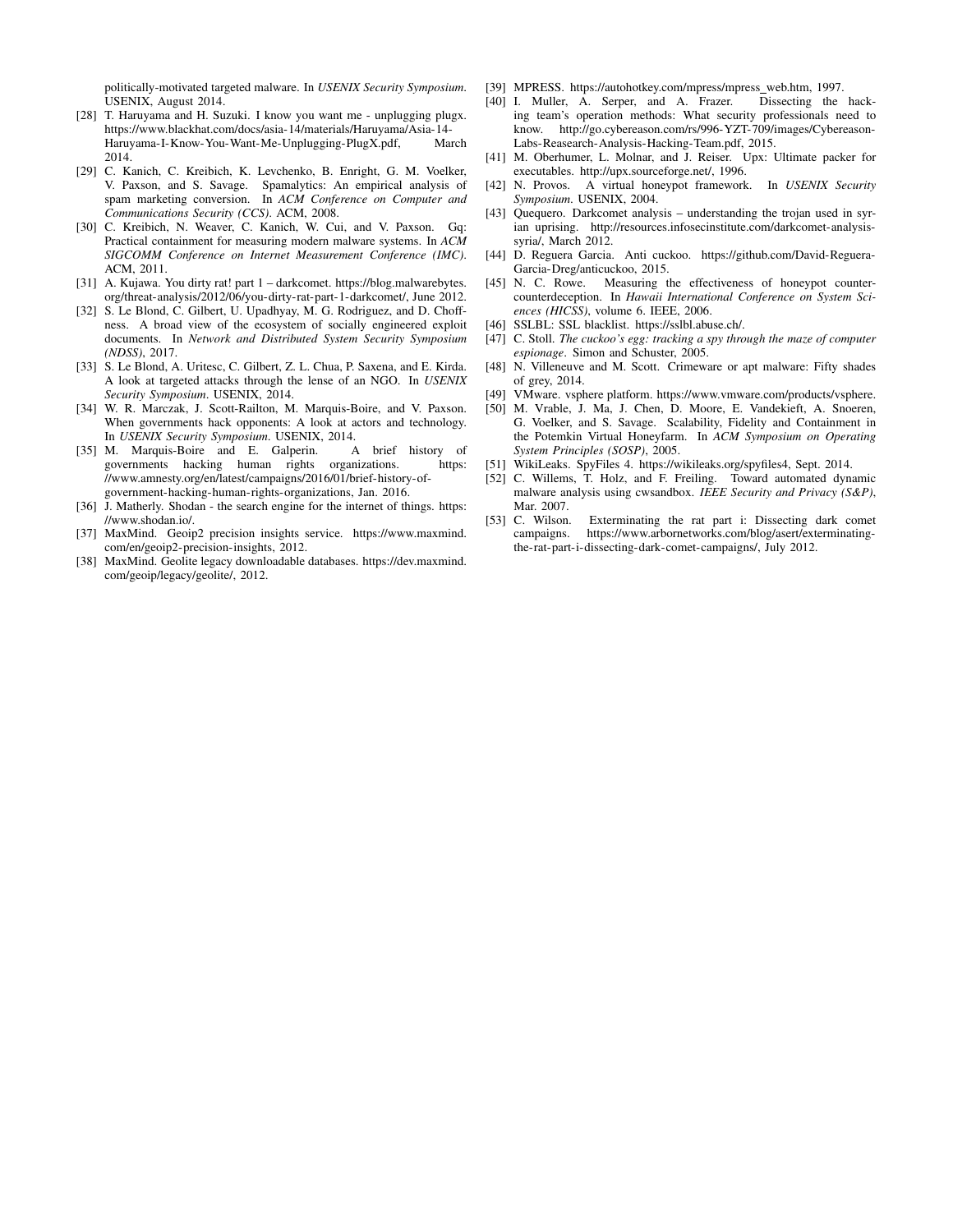politically-motivated targeted malware. In *USENIX Security Symposium*. USENIX, August 2014.

[28] T. Haruyama and H. Suzuki. I know you want me - unplugging plugx. https://www.blackhat.com/docs/asia-14/materials/Haruyama/Asia-14-Haruyama-I-Know-You-Want-Me-Unplugging-PlugX.pdf, March 2014.

[29] C. Kanich, C. Kreibich, K. Levchenko, B. Enright, G. M. Voelker, V. Paxson, and S. Savage. Spamalytics: An empirical analysis of spam marketing conversion. In *ACM Conference on Computer and Communications Security (CCS)*. ACM, 2008.

[30] C. Kreibich, N. Weaver, C. Kanich, W. Cui, and V. Paxson. Gq: Practical containment for measuring modern malware systems. In *ACM SIGCOMM Conference on Internet Measurement Conference (IMC)*. ACM, 2011.

[31] A. Kujawa. You dirty rat! part 1 – darkcomet. https://blog.malwarebytes.org/threat-analysis/2012/06/you-dirty-rat-part-1-darkcomet/, June 2012.

[32] S. Le Blond, C. Gilbert, U. Upadhyay, M. G. Rodriguez, and D. Choffness. A broad view of the ecosystem of socially engineered exploit documents. In *Network and Distributed System Security Symposium (NDSS)*, 2017.

[33] S. Le Blond, A. Uritesc, C. Gilbert, Z. L. Chua, P. Saxena, and E. Kirda. A look at targeted attacks through the lense of an NGO. In *USENIX Security Symposium*. USENIX, 2014.

[34] W. R. Marczak, J. Scott-Railton, M. Marquis-Boire, and V. Paxson. When governments hack opponents: A look at actors and technology. In *USENIX Security Symposium*. USENIX, 2014.

[35] M. Marquis-Boire and E. Galperin. A brief history of governments hacking human rights organizations. https://www.amnesty.org/en/latest/campaigns/2016/01/brief-history-of-government-hacking-human-rights-organizations, Jan. 2016.

[36] J. Matherly. Shodan - the search engine for the internet of things. https://www.shodan.io/.

[37] MaxMind. Geoip2 precision insights service. https://www.maxmind.com/en/geoip2-precision-insights, 2012.

[38] MaxMind. Geolite legacy downloadable databases. https://dev.maxmind.com/geoip/legacy/geolite/, 2012.

[39] MPRESS. https://autohotkey.com/mpress/mpress_web.htm, 1997.

[40] I. Muller, A. Serper, and A. Frazer. Dissecting the hacking team's operation methods: What security professionals need to know. http://go.cybereason.com/rs/996-YZT-709/images/Cybereason-Labs-Reasearch-Analysis-Hacking-Team.pdf, 2015.

[41] M. Oberhumer, L. Molnar, and J. Reiser. Upx: Ultimate packer for executables. http://upx.sourceforge.net/, 1996.

[42] N. Provos. A virtual honeypot framework. In *USENIX Security Symposium*. USENIX, 2004.

[43] Quequero. Darkcomet analysis – understanding the trojan used in syrian uprising. http://resources.infosecinstitute.com/darkcomet-analysis-syria/, March 2012.

[44] D. Reguera Garcia. Anti cuckoo. https://github.com/David-Reguera-Garcia-Dreg/anticuckoo, 2015.

[45] N. C. Rowe. Measuring the effectiveness of honeypot counter-counterdeception. In *Hawaii International Conference on System Sciences (HICSS)*, volume 6. IEEE, 2006.

[46] SSLBL: SSL blacklist. https://sslbl.abuse.ch/.

[47] C. Stoll. *The cuckoo's egg: tracking a spy through the maze of computer espionage*. Simon and Schuster, 2005.

[48] N. Villeneuve and M. Scott. Crimeware or apt malware: Fifty shades of grey, 2014.

[49] VMware. vsphere platform. https://www.vmware.com/products/vsphere.

[50] M. Vrable, J. Ma, J. Chen, D. Moore, E. Vandekieft, A. Snoeren, G. Voelker, and S. Savage. Scalability, Fidelity and Containment in the Potemkin Virtual Honeyfarm. In *ACM Symposium on Operating System Principles (SOSP)*, 2005.

[51] WikiLeaks. SpyFiles 4. https://wikileaks.org/spyfiles4, Sept. 2014.

[52] C. Willems, T. Holz, and F. Freiling. Toward automated dynamic malware analysis using cwsandbox. *IEEE Security and Privacy (S&P)*, Mar. 2007.

[53] C. Wilson. Exterminating the rat part i: Dissecting dark comet campaigns. https://www.arbornetworks.com/blog/asert/exterminating-the-rat-part-i-dissecting-dark-comet-campaigns/, July 2012.